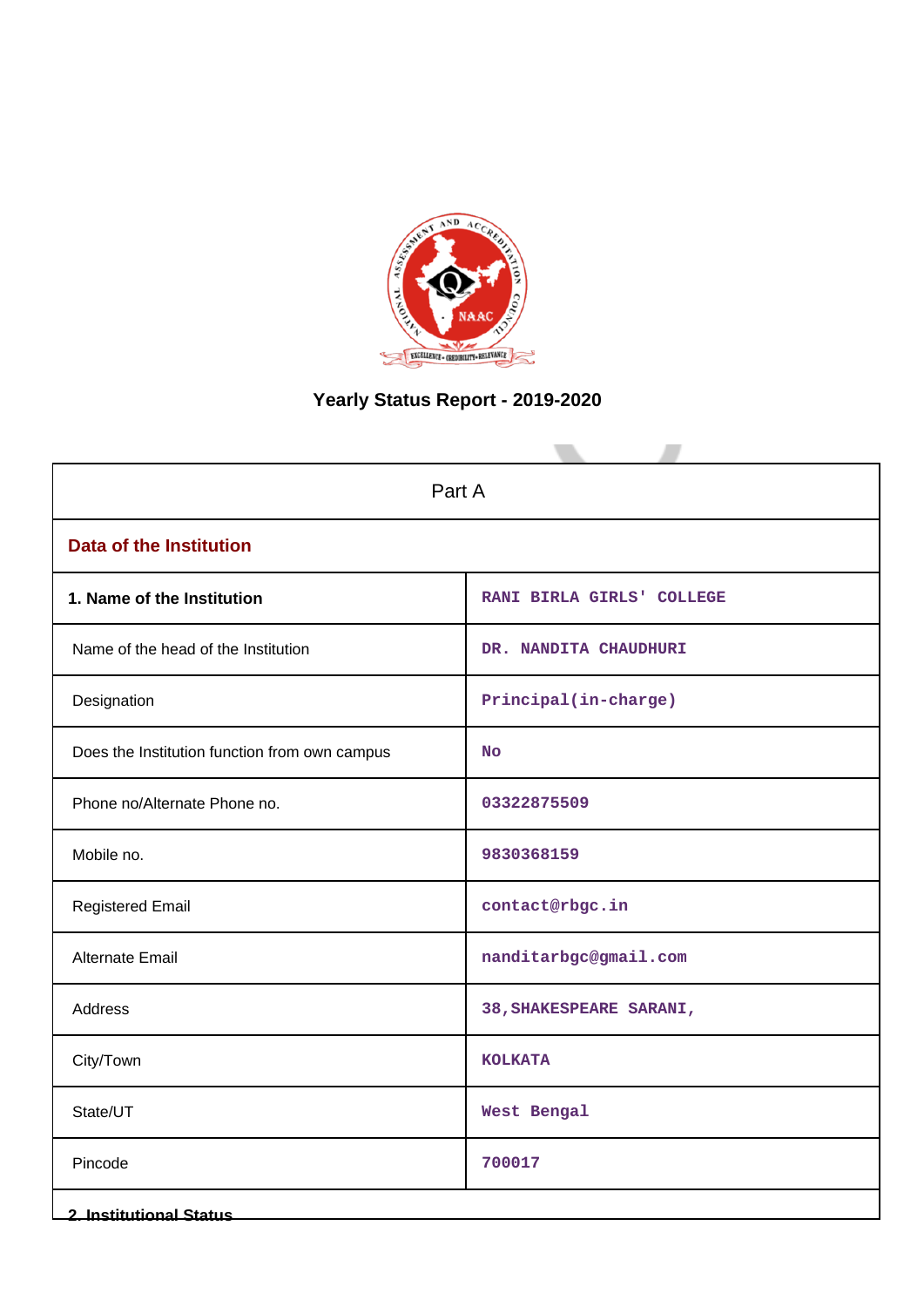# Yearly Status Report - 2019-2020

| Part A | |
|---|---|
| **Data of the Institution** | |
| **1. Name of the Institution** | RANI BIRLA GIRLS' COLLEGE |
| Name of the head of the Institution | DR. NANDITA CHAUDHURI |
| Designation | Principal(in-charge) |
| Does the Institution function from own campus | No |
| Phone no/Alternate Phone no. | 03322875509 |
| Mobile no. | 9830368159 |
| Registered Email | contact@rbgc.in |
| Alternate Email | nanditarbgc@gmail.com |
| Address | 38,SHAKESPEARE SARANI, |
| City/Town | KOLKATA |
| State/UT | West Bengal |
| Pincode | 700017 |

**2. Institutional Status**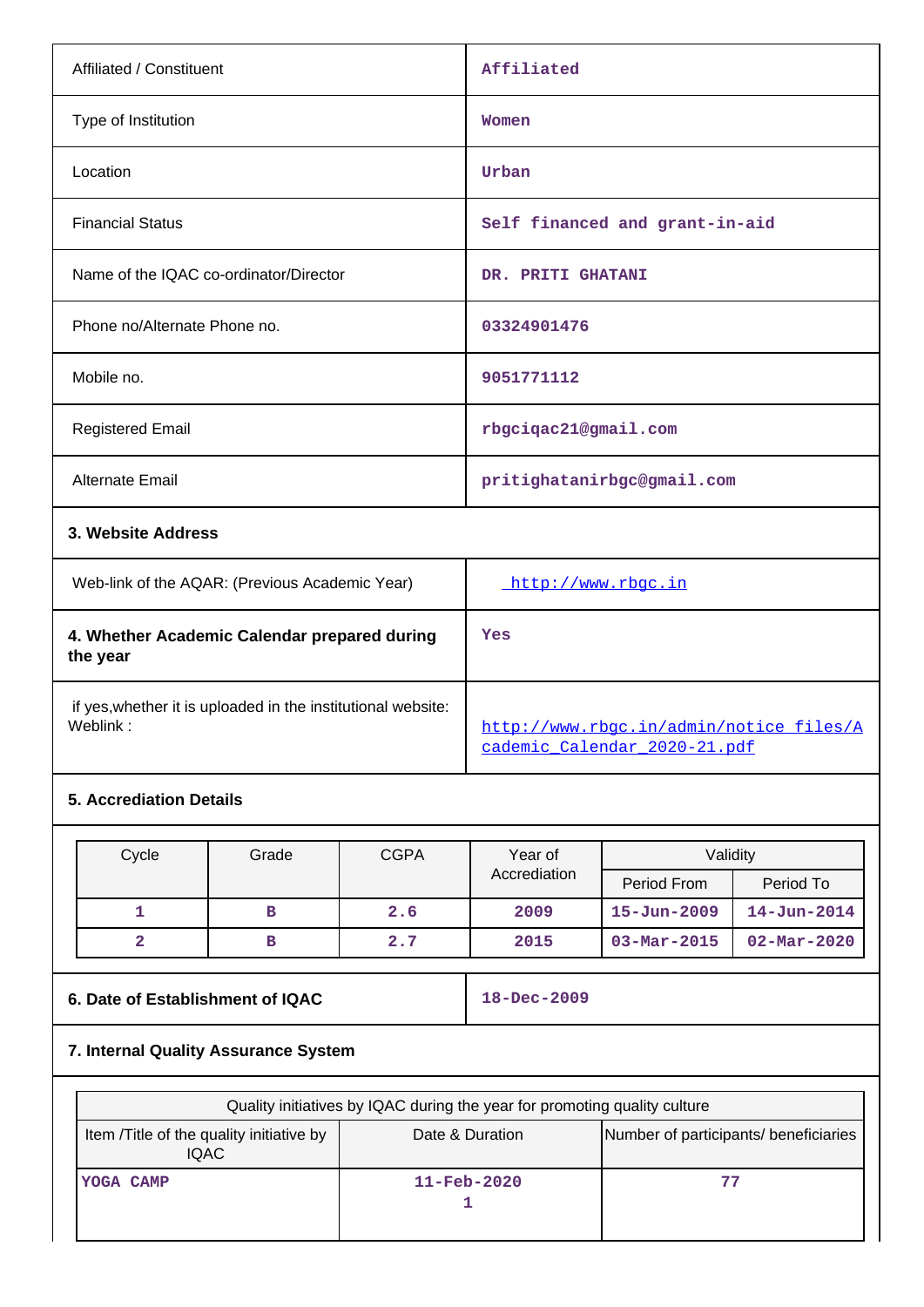| | |
|---|---|
| Affiliated / Constituent | Affiliated |
| Type of Institution | Women |
| Location | Urban |
| Financial Status | Self financed and grant-in-aid |
| Name of the IQAC co-ordinator/Director | DR. PRITI GHATANI |
| Phone no/Alternate Phone no. | 03324901476 |
| Mobile no. | 9051771112 |
| Registered Email | rbgciqac21@gmail.com |
| Alternate Email | pritighatanirbgc@gmail.com |

**3. Website Address**

| | |
|---|---|
| Web-link of the AQAR: (Previous Academic Year) | http://www.rbgc.in |
| **4. Whether Academic Calendar prepared during the year** | Yes |
| if yes,whether it is uploaded in the institutional website: Weblink : | http://www.rbgc.in/admin/notice_files/Academic_Calendar_2020-21.pdf |

**5. Accreditation Details**

| Cycle | Grade | CGPA | Year of Accrediation | Validity | |
|---|---|---|---|---|---|
| | | | | Period From | Period To |
| 1 | B | 2.6 | 2009 | 15-Jun-2009 | 14-Jun-2014 |
| 2 | B | 2.7 | 2015 | 03-Mar-2015 | 02-Mar-2020 |

| | |
|---|---|
| **6. Date of Establishment of IQAC** | 18-Dec-2009 |

**7. Internal Quality Assurance System**

| Quality initiatives by IQAC during the year for promoting quality culture | | |
|---|---|---|
| Item /Title of the quality initiative by IQAC | Date & Duration | Number of participants/ beneficiaries |
| YOGA CAMP | 11-Feb-2020<br>1 | 77 |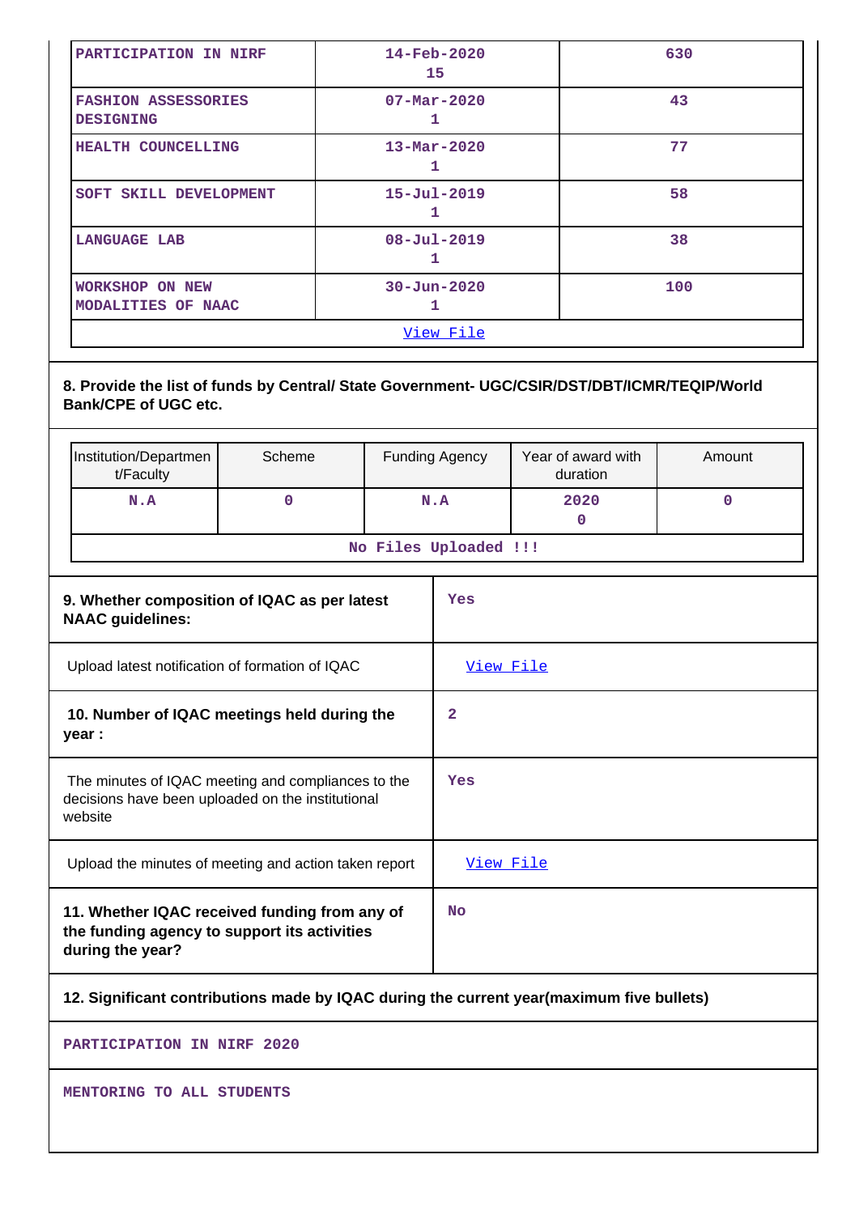| | | |
|---|---|---|
| PARTICIPATION IN NIRF | 14-Feb-2020<br>15 | 630 |
| FASHION ASSESSORIES DESIGNING | 07-Mar-2020<br>1 | 43 |
| HEALTH COUNCELLING | 13-Mar-2020<br>1 | 77 |
| SOFT SKILL DEVELOPMENT | 15-Jul-2019<br>1 | 58 |
| LANGUAGE LAB | 08-Jul-2019<br>1 | 38 |
| WORKSHOP ON NEW MODALITIES OF NAAC | 30-Jun-2020<br>1 | 100 |
| View File | | |

**8. Provide the list of funds by Central/ State Government- UGC/CSIR/DST/DBT/ICMR/TEQIP/World Bank/CPE of UGC etc.**

| Institution/Department/Faculty | Scheme | Funding Agency | Year of award with duration | Amount |
|---|---|---|---|---|
| N.A | 0 | N.A | 2020<br>0 | 0 |
| No Files Uploaded !!! | | | | |

| | |
|---|---|
| **9. Whether composition of IQAC as per latest NAAC guidelines:** | Yes |
| Upload latest notification of formation of IQAC | View File |
| **10. Number of IQAC meetings held during the year :** | 2 |
| The minutes of IQAC meeting and compliances to the decisions have been uploaded on the institutional website | Yes |
| Upload the minutes of meeting and action taken report | View File |
| **11. Whether IQAC received funding from any of the funding agency to support its activities during the year?** | No |

**12. Significant contributions made by IQAC during the current year(maximum five bullets)**

PARTICIPATION IN NIRF 2020

MENTORING TO ALL STUDENTS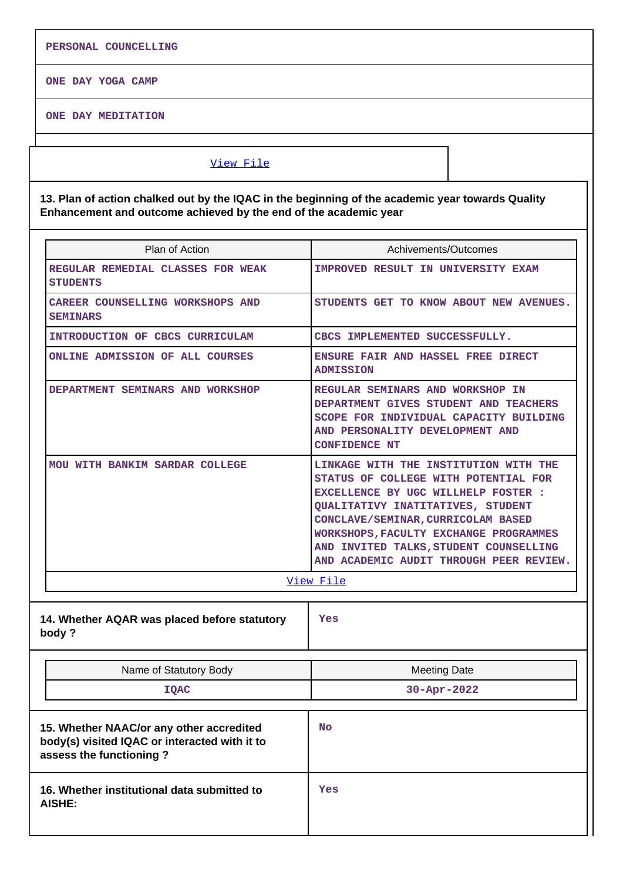| PERSONAL COUNCELLING |
| --- |
| ONE DAY YOGA CAMP |
| ONE DAY MEDITATION |

[View File]

**13. Plan of action chalked out by the IQAC in the beginning of the academic year towards Quality Enhancement and outcome achieved by the end of the academic year**

| Plan of Action | Achivements/Outcomes |
| --- | --- |
| REGULAR REMEDIAL CLASSES FOR WEAK STUDENTS | IMPROVED RESULT IN UNIVERSITY EXAM |
| CAREER COUNSELLING WORKSHOPS AND SEMINARS | STUDENTS GET TO KNOW ABOUT NEW AVENUES. |
| INTRODUCTION OF CBCS CURRICULAM | CBCS IMPLEMENTED SUCCESSFULLY. |
| ONLINE ADMISSION OF ALL COURSES | ENSURE FAIR AND HASSEL FREE DIRECT ADMISSION |
| DEPARTMENT SEMINARS AND WORKSHOP | REGULAR SEMINARS AND WORKSHOP IN DEPARTMENT GIVES STUDENT AND TEACHERS SCOPE FOR INDIVIDUAL CAPACITY BUILDING AND PERSONALITY DEVELOPMENT AND CONFIDENCE NT |
| MOU WITH BANKIM SARDAR COLLEGE | LINKAGE WITH THE INSTITUTION WITH THE STATUS OF COLLEGE WITH POTENTIAL FOR EXCELLENCE BY UGC WILLHELP FOSTER : QUALITATIVY INATITATIVES, STUDENT CONCLAVE/SEMINAR,CURRICOLAM BASED WORKSHOPS,FACULTY EXCHANGE PROGRAMMES AND INVITED TALKS,STUDENT COUNSELLING AND ACADEMIC AUDIT THROUGH PEER REVIEW. |

[View File]

| 14. Whether AQAR was placed before statutory body ? | Yes |
| --- | --- |

| Name of Statutory Body | Meeting Date |
| --- | --- |
| IQAC | 30-Apr-2022 |

| 15. Whether NAAC/or any other accredited body(s) visited IQAC or interacted with it to assess the functioning ? | No |
| --- | --- |
| 16. Whether institutional data submitted to AISHE: | Yes |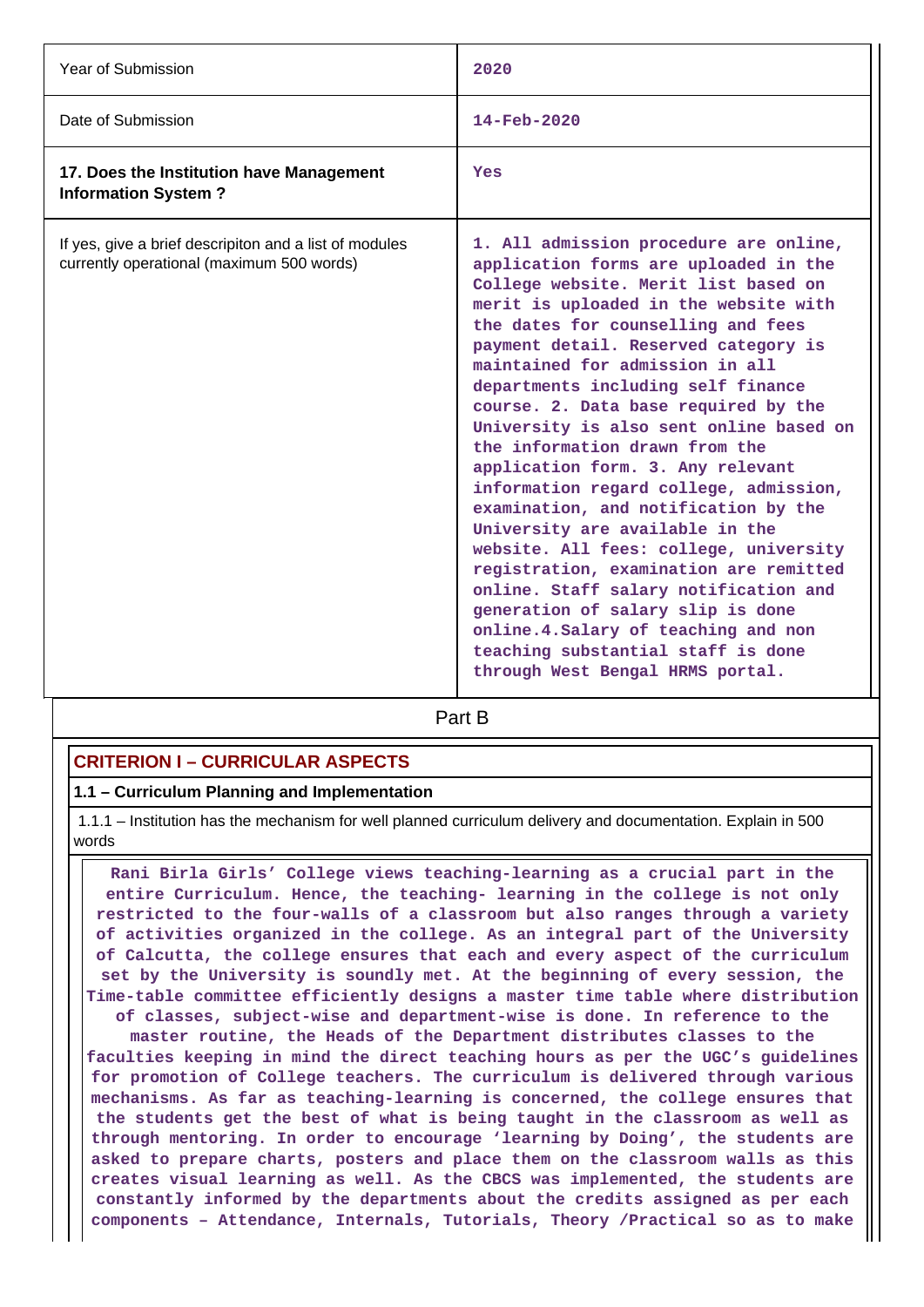| | |
|---|---|
| Year of Submission | 2020 |
| Date of Submission | 14-Feb-2020 |
| **17. Does the Institution have Management Information System ?** | Yes |
| If yes, give a brief descripiton and a list of modules currently operational (maximum 500 words) | 1. All admission procedure are online, application forms are uploaded in the College website. Merit list based on merit is uploaded in the website with the dates for counselling and fees payment detail. Reserved category is maintained for admission in all departments including self finance course. 2. Data base required by the University is also sent online based on the information drawn from the application form. 3. Any relevant information regard college, admission, examination, and notification by the University are available in the website. All fees: college, university registration, examination are remitted online. Staff salary notification and generation of salary slip is done online.4.Salary of teaching and non teaching substantial staff is done through West Bengal HRMS portal. |

Part B

## CRITERION I – CURRICULAR ASPECTS

### 1.1 – Curriculum Planning and Implementation

1.1.1 – Institution has the mechanism for well planned curriculum delivery and documentation. Explain in 500 words

Rani Birla Girls' College views teaching-learning as a crucial part in the entire Curriculum. Hence, the teaching- learning in the college is not only restricted to the four-walls of a classroom but also ranges through a variety of activities organized in the college. As an integral part of the University of Calcutta, the college ensures that each and every aspect of the curriculum set by the University is soundly met. At the beginning of every session, the Time-table committee efficiently designs a master time table where distribution of classes, subject-wise and department-wise is done. In reference to the master routine, the Heads of the Department distributes classes to the faculties keeping in mind the direct teaching hours as per the UGC's guidelines for promotion of College teachers. The curriculum is delivered through various mechanisms. As far as teaching-learning is concerned, the college ensures that the students get the best of what is being taught in the classroom as well as through mentoring. In order to encourage 'learning by Doing', the students are asked to prepare charts, posters and place them on the classroom walls as this creates visual learning as well. As the CBCS was implemented, the students are constantly informed by the departments about the credits assigned as per each components – Attendance, Internals, Tutorials, Theory /Practical so as to make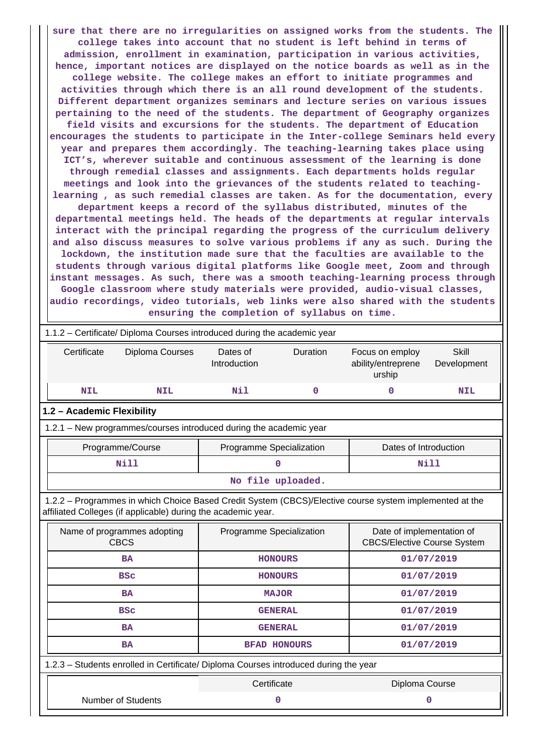**sure that there are no irregularities on assigned works from the students. The college takes into account that no student is left behind in terms of admission, enrollment in examination, participation in various activities, hence, important notices are displayed on the notice boards as well as in the college website. The college makes an effort to initiate programmes and activities through which there is an all round development of the students. Different department organizes seminars and lecture series on various issues pertaining to the need of the students. The department of Geography organizes field visits and excursions for the students. The department of Education encourages the students to participate in the Inter-college Seminars held every year and prepares them accordingly. The teaching-learning takes place using ICT's, wherever suitable and continuous assessment of the learning is done through remedial classes and assignments. Each departments holds regular meetings and look into the grievances of the students related to teaching-learning , as such remedial classes are taken. As for the documentation, every department keeps a record of the syllabus distributed, minutes of the departmental meetings held. The heads of the departments at regular intervals interact with the principal regarding the progress of the curriculum delivery and also discuss measures to solve various problems if any as such. During the lockdown, the institution made sure that the faculties are available to the students through various digital platforms like Google meet, Zoom and through instant messages. As such, there was a smooth teaching-learning process through Google classroom where study materials were provided, audio-visual classes, audio recordings, video tutorials, web links were also shared with the students ensuring the completion of syllabus on time.**

1.1.2 – Certificate/ Diploma Courses introduced during the academic year

| Certificate | Diploma Courses | Dates of Introduction | Duration | Focus on employ ability/entreprene urship | Skill Development |
|---|---|---|---|---|---|
| NIL | NIL | Nil | 0 | 0 | NIL |

## 1.2 – Academic Flexibility

1.2.1 – New programmes/courses introduced during the academic year

| Programme/Course | Programme Specialization | Dates of Introduction |
|---|---|---|
| Nill | 0 | Nill |
| No file uploaded. | | |

1.2.2 – Programmes in which Choice Based Credit System (CBCS)/Elective course system implemented at the affiliated Colleges (if applicable) during the academic year.

| Name of programmes adopting CBCS | Programme Specialization | Date of implementation of CBCS/Elective Course System |
|---|---|---|
| BA | HONOURS | 01/07/2019 |
| BSc | HONOURS | 01/07/2019 |
| BA | MAJOR | 01/07/2019 |
| BSc | GENERAL | 01/07/2019 |
| BA | GENERAL | 01/07/2019 |
| BA | BFAD HONOURS | 01/07/2019 |

1.2.3 – Students enrolled in Certificate/ Diploma Courses introduced during the year

| | Certificate | Diploma Course |
|---|---|---|
| Number of Students | 0 | 0 |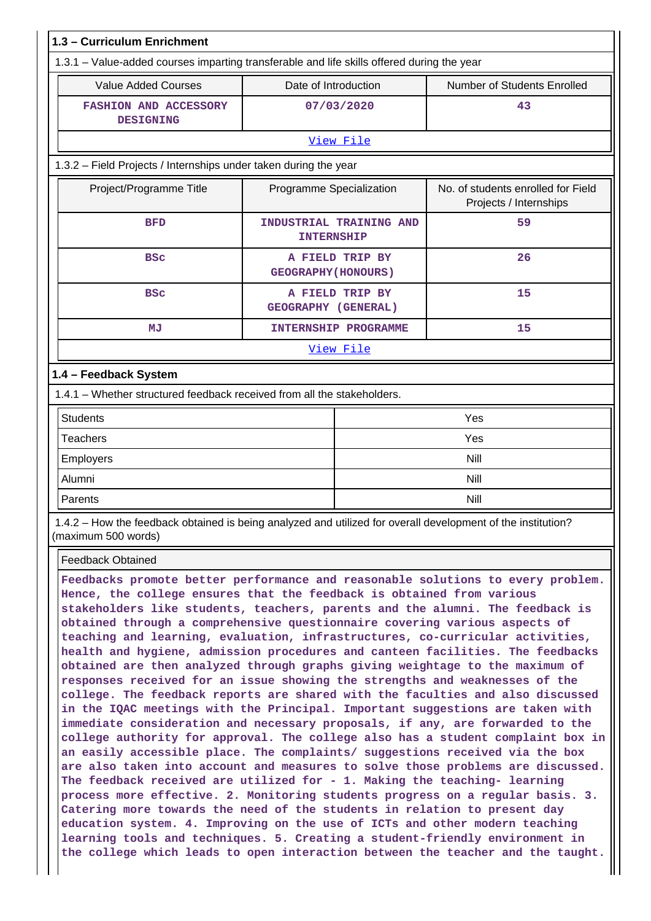## 1.3 – Curriculum Enrichment

1.3.1 – Value-added courses imparting transferable and life skills offered during the year

| Value Added Courses | Date of Introduction | Number of Students Enrolled |
|---|---|---|
| FASHION AND ACCESSORY DESIGNING | 07/03/2020 | 43 |

[View File]

1.3.2 – Field Projects / Internships under taken during the year

| Project/Programme Title | Programme Specialization | No. of students enrolled for Field Projects / Internships |
|---|---|---|
| BFD | INDUSTRIAL TRAINING AND INTERNSHIP | 59 |
| BSc | A FIELD TRIP BY GEOGRAPHY(HONOURS) | 26 |
| BSc | A FIELD TRIP BY GEOGRAPHY (GENERAL) | 15 |
| MJ | INTERNSHIP PROGRAMME | 15 |

[View File]

## 1.4 – Feedback System

1.4.1 – Whether structured feedback received from all the stakeholders.

| | |
|---|---|
| Students | Yes |
| Teachers | Yes |
| Employers | Nill |
| Alumni | Nill |
| Parents | Nill |

1.4.2 – How the feedback obtained is being analyzed and utilized for overall development of the institution? (maximum 500 words)

Feedback Obtained

Feedbacks promote better performance and reasonable solutions to every problem. Hence, the college ensures that the feedback is obtained from various stakeholders like students, teachers, parents and the alumni. The feedback is obtained through a comprehensive questionnaire covering various aspects of teaching and learning, evaluation, infrastructures, co-curricular activities, health and hygiene, admission procedures and canteen facilities. The feedbacks obtained are then analyzed through graphs giving weightage to the maximum of responses received for an issue showing the strengths and weaknesses of the college. The feedback reports are shared with the faculties and also discussed in the IQAC meetings with the Principal. Important suggestions are taken with immediate consideration and necessary proposals, if any, are forwarded to the college authority for approval. The college also has a student complaint box in an easily accessible place. The complaints/ suggestions received via the box are also taken into account and measures to solve those problems are discussed. The feedback received are utilized for - 1. Making the teaching- learning process more effective. 2. Monitoring students progress on a regular basis. 3. Catering more towards the need of the students in relation to present day education system. 4. Improving on the use of ICTs and other modern teaching learning tools and techniques. 5. Creating a student-friendly environment in the college which leads to open interaction between the teacher and the taught.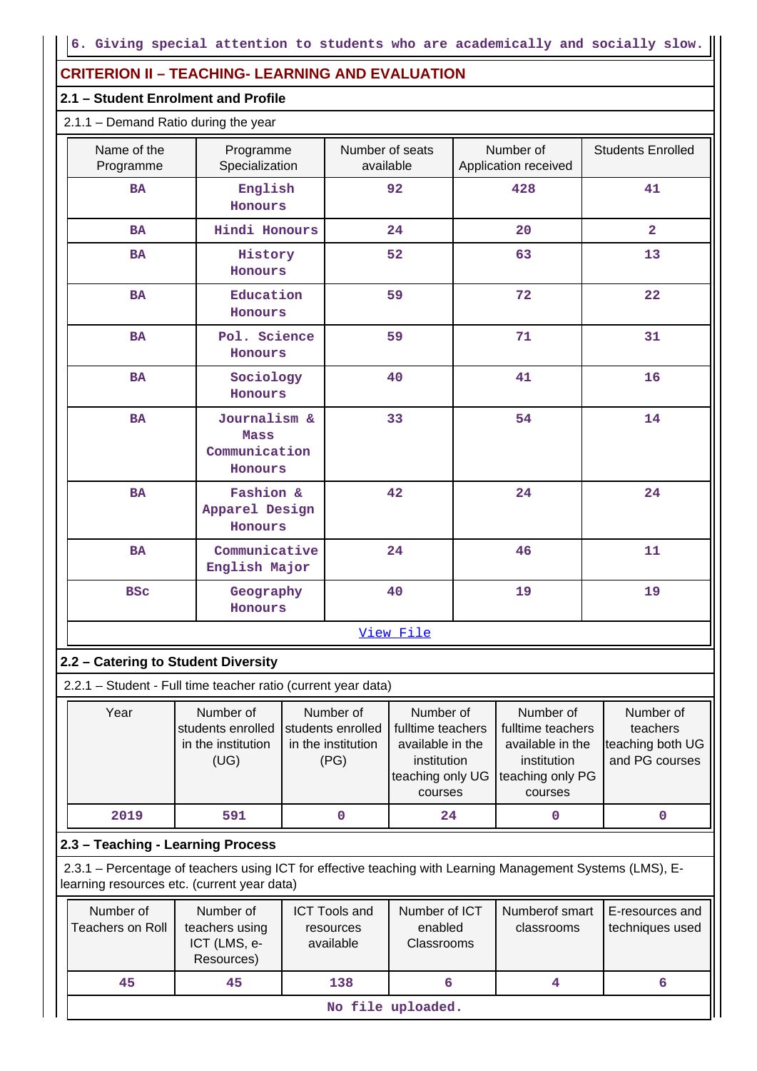6. Giving special attention to students who are academically and socially slow.

## CRITERION II – TEACHING- LEARNING AND EVALUATION

### 2.1 – Student Enrolment and Profile

2.1.1 – Demand Ratio during the year

| Name of the Programme | Programme Specialization | Number of seats available | Number of Application received | Students Enrolled |
|---|---|---|---|---|
| BA | English Honours | 92 | 428 | 41 |
| BA | Hindi Honours | 24 | 20 | 2 |
| BA | History Honours | 52 | 63 | 13 |
| BA | Education Honours | 59 | 72 | 22 |
| BA | Pol. Science Honours | 59 | 71 | 31 |
| BA | Sociology Honours | 40 | 41 | 16 |
| BA | Journalism & Mass Communication Honours | 33 | 54 | 14 |
| BA | Fashion & Apparel Design Honours | 42 | 24 | 24 |
| BA | Communicative English Major | 24 | 46 | 11 |
| BSc | Geography Honours | 40 | 19 | 19 |

View File

### 2.2 – Catering to Student Diversity

2.2.1 – Student - Full time teacher ratio (current year data)

| Year | Number of students enrolled in the institution (UG) | Number of students enrolled in the institution (PG) | Number of fulltime teachers available in the institution teaching only UG courses | Number of fulltime teachers available in the institution teaching only PG courses | Number of teachers teaching both UG and PG courses |
|---|---|---|---|---|---|
| 2019 | 591 | 0 | 24 | 0 | 0 |

### 2.3 – Teaching - Learning Process

2.3.1 – Percentage of teachers using ICT for effective teaching with Learning Management Systems (LMS), E-learning resources etc. (current year data)

| Number of Teachers on Roll | Number of teachers using ICT (LMS, e-Resources) | ICT Tools and resources available | Number of ICT enabled Classrooms | Numberof smart classrooms | E-resources and techniques used |
|---|---|---|---|---|---|
| 45 | 45 | 138 | 6 | 4 | 6 |

No file uploaded.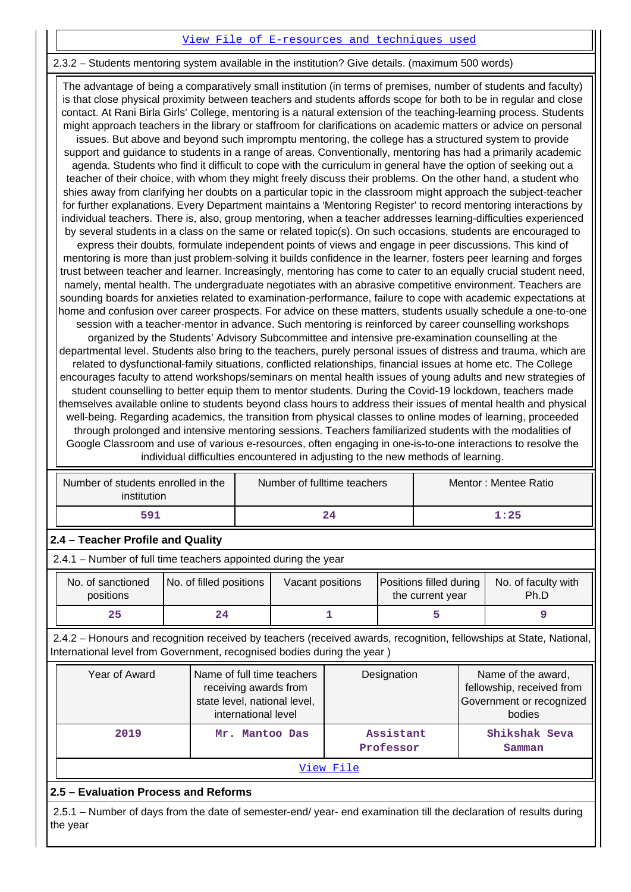[View File of E-resources and techniques used]

2.3.2 – Students mentoring system available in the institution? Give details. (maximum 500 words)

The advantage of being a comparatively small institution (in terms of premises, number of students and faculty) is that close physical proximity between teachers and students affords scope for both to be in regular and close contact. At Rani Birla Girls' College, mentoring is a natural extension of the teaching-learning process. Students might approach teachers in the library or staffroom for clarifications on academic matters or advice on personal issues. But above and beyond such impromptu mentoring, the college has a structured system to provide support and guidance to students in a range of areas. Conventionally, mentoring has had a primarily academic agenda. Students who find it difficult to cope with the curriculum in general have the option of seeking out a teacher of their choice, with whom they might freely discuss their problems. On the other hand, a student who shies away from clarifying her doubts on a particular topic in the classroom might approach the subject-teacher for further explanations. Every Department maintains a 'Mentoring Register' to record mentoring interactions by individual teachers. There is, also, group mentoring, when a teacher addresses learning-difficulties experienced by several students in a class on the same or related topic(s). On such occasions, students are encouraged to express their doubts, formulate independent points of views and engage in peer discussions. This kind of mentoring is more than just problem-solving it builds confidence in the learner, fosters peer learning and forges trust between teacher and learner. Increasingly, mentoring has come to cater to an equally crucial student need, namely, mental health. The undergraduate negotiates with an abrasive competitive environment. Teachers are sounding boards for anxieties related to examination-performance, failure to cope with academic expectations at home and confusion over career prospects. For advice on these matters, students usually schedule a one-to-one session with a teacher-mentor in advance. Such mentoring is reinforced by career counselling workshops organized by the Students' Advisory Subcommittee and intensive pre-examination counselling at the departmental level. Students also bring to the teachers, purely personal issues of distress and trauma, which are related to dysfunctional-family situations, conflicted relationships, financial issues at home etc. The College encourages faculty to attend workshops/seminars on mental health issues of young adults and new strategies of student counselling to better equip them to mentor students. During the Covid-19 lockdown, teachers made themselves available online to students beyond class hours to address their issues of mental health and physical well-being. Regarding academics, the transition from physical classes to online modes of learning, proceeded through prolonged and intensive mentoring sessions. Teachers familiarized students with the modalities of Google Classroom and use of various e-resources, often engaging in one-is-to-one interactions to resolve the individual difficulties encountered in adjusting to the new methods of learning.

| Number of students enrolled in the institution | Number of fulltime teachers | Mentor : Mentee Ratio |
|---|---|---|
| 591 | 24 | 1:25 |

## 2.4 – Teacher Profile and Quality

2.4.1 – Number of full time teachers appointed during the year

| No. of sanctioned positions | No. of filled positions | Vacant positions | Positions filled during the current year | No. of faculty with Ph.D |
|---|---|---|---|---|
| 25 | 24 | 1 | 5 | 9 |

2.4.2 – Honours and recognition received by teachers (received awards, recognition, fellowships at State, National, International level from Government, recognised bodies during the year )

| Year of Award | Name of full time teachers receiving awards from state level, national level, international level | Designation | Name of the award, fellowship, received from Government or recognized bodies |
|---|---|---|---|
| 2019 | Mr. Mantoo Das | Assistant Professor | Shikshak Seva Samman |

[View File]

## 2.5 – Evaluation Process and Reforms

2.5.1 – Number of days from the date of semester-end/ year- end examination till the declaration of results during the year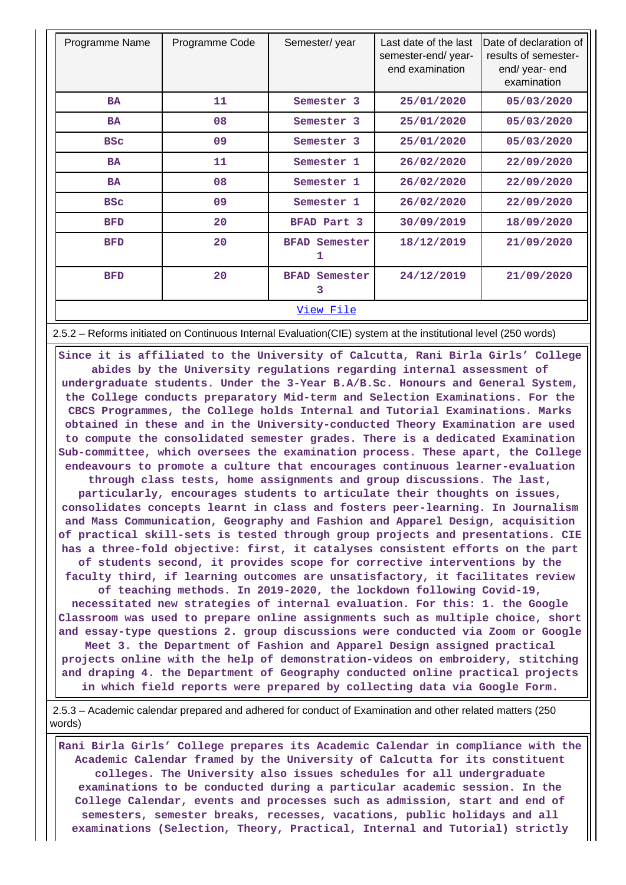| Programme Name | Programme Code | Semester/ year | Last date of the last semester-end/ year-end examination | Date of declaration of results of semester-end/ year- end examination |
|---|---|---|---|---|
| BA | 11 | Semester 3 | 25/01/2020 | 05/03/2020 |
| BA | 08 | Semester 3 | 25/01/2020 | 05/03/2020 |
| BSc | 09 | Semester 3 | 25/01/2020 | 05/03/2020 |
| BA | 11 | Semester 1 | 26/02/2020 | 22/09/2020 |
| BA | 08 | Semester 1 | 26/02/2020 | 22/09/2020 |
| BSc | 09 | Semester 1 | 26/02/2020 | 22/09/2020 |
| BFD | 20 | BFAD Part 3 | 30/09/2019 | 18/09/2020 |
| BFD | 20 | BFAD Semester 1 | 18/12/2019 | 21/09/2020 |
| BFD | 20 | BFAD Semester 3 | 24/12/2019 | 21/09/2020 |

View File

2.5.2 – Reforms initiated on Continuous Internal Evaluation(CIE) system at the institutional level (250 words)

**Since it is affiliated to the University of Calcutta, Rani Birla Girls' College abides by the University regulations regarding internal assessment of undergraduate students. Under the 3-Year B.A/B.Sc. Honours and General System, the College conducts preparatory Mid-term and Selection Examinations. For the CBCS Programmes, the College holds Internal and Tutorial Examinations. Marks obtained in these and in the University-conducted Theory Examination are used to compute the consolidated semester grades. There is a dedicated Examination Sub-committee, which oversees the examination process. These apart, the College endeavours to promote a culture that encourages continuous learner-evaluation through class tests, home assignments and group discussions. The last, particularly, encourages students to articulate their thoughts on issues, consolidates concepts learnt in class and fosters peer-learning. In Journalism and Mass Communication, Geography and Fashion and Apparel Design, acquisition of practical skill-sets is tested through group projects and presentations. CIE has a three-fold objective: first, it catalyses consistent efforts on the part of students second, it provides scope for corrective interventions by the faculty third, if learning outcomes are unsatisfactory, it facilitates review of teaching methods. In 2019-2020, the lockdown following Covid-19, necessitated new strategies of internal evaluation. For this: 1. the Google Classroom was used to prepare online assignments such as multiple choice, short and essay-type questions 2. group discussions were conducted via Zoom or Google Meet 3. the Department of Fashion and Apparel Design assigned practical projects online with the help of demonstration-videos on embroidery, stitching and draping 4. the Department of Geography conducted online practical projects in which field reports were prepared by collecting data via Google Form.**

2.5.3 – Academic calendar prepared and adhered for conduct of Examination and other related matters (250 words)

**Rani Birla Girls' College prepares its Academic Calendar in compliance with the Academic Calendar framed by the University of Calcutta for its constituent colleges. The University also issues schedules for all undergraduate examinations to be conducted during a particular academic session. In the College Calendar, events and processes such as admission, start and end of semesters, semester breaks, recesses, vacations, public holidays and all examinations (Selection, Theory, Practical, Internal and Tutorial) strictly**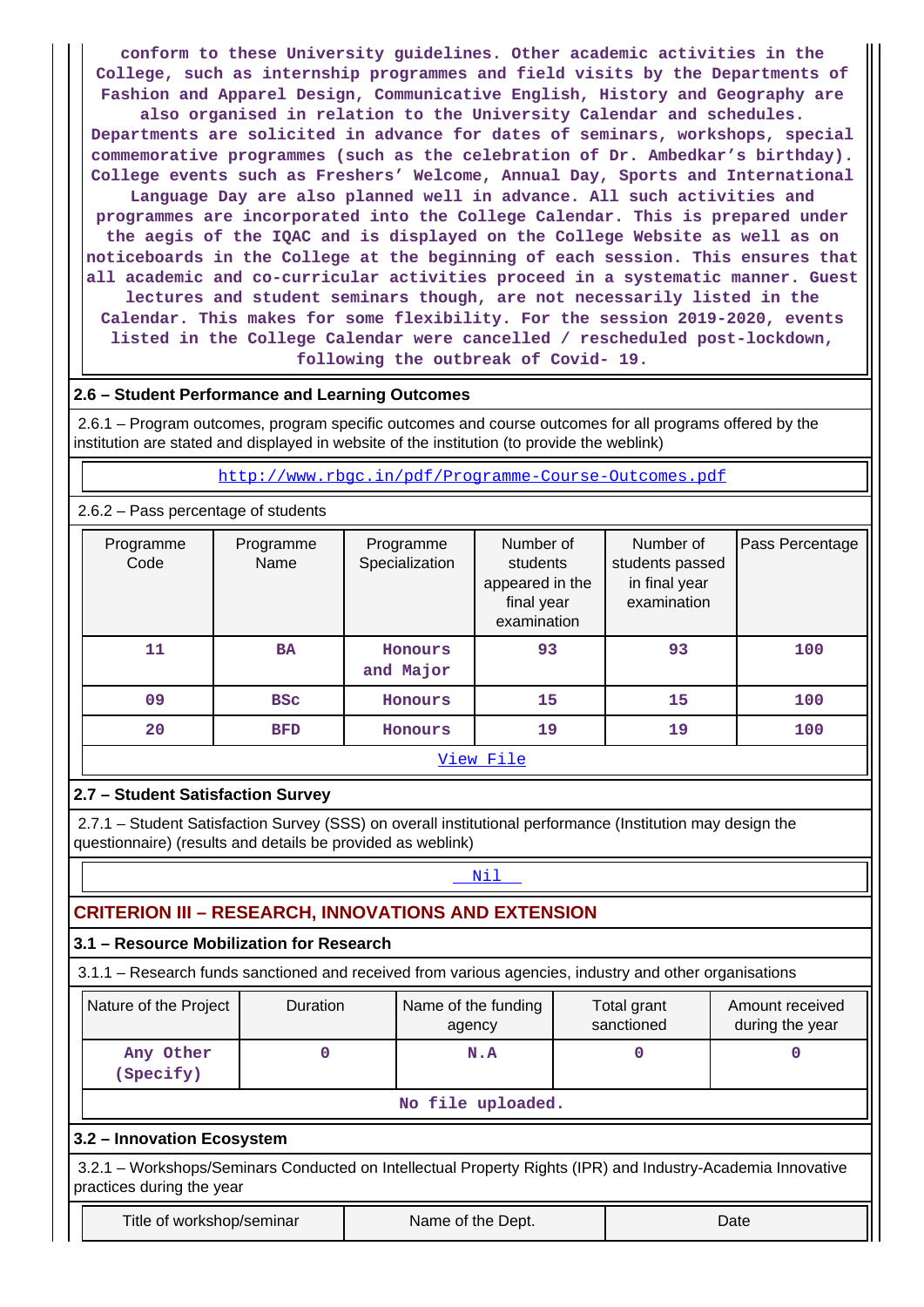conform to these University guidelines. Other academic activities in the College, such as internship programmes and field visits by the Departments of Fashion and Apparel Design, Communicative English, History and Geography are also organised in relation to the University Calendar and schedules. Departments are solicited in advance for dates of seminars, workshops, special commemorative programmes (such as the celebration of Dr. Ambedkar's birthday). College events such as Freshers' Welcome, Annual Day, Sports and International Language Day are also planned well in advance. All such activities and programmes are incorporated into the College Calendar. This is prepared under the aegis of the IQAC and is displayed on the College Website as well as on noticeboards in the College at the beginning of each session. This ensures that all academic and co-curricular activities proceed in a systematic manner. Guest lectures and student seminars though, are not necessarily listed in the Calendar. This makes for some flexibility. For the session 2019-2020, events listed in the College Calendar were cancelled / rescheduled post-lockdown, following the outbreak of Covid- 19.

### 2.6 – Student Performance and Learning Outcomes

2.6.1 – Program outcomes, program specific outcomes and course outcomes for all programs offered by the institution are stated and displayed in website of the institution (to provide the weblink)

http://www.rbgc.in/pdf/Programme-Course-Outcomes.pdf

2.6.2 – Pass percentage of students

| Programme Code | Programme Name | Programme Specialization | Number of students appeared in the final year examination | Number of students passed in final year examination | Pass Percentage |
|---|---|---|---|---|---|
| 11 | BA | Honours and Major | 93 | 93 | 100 |
| 09 | BSc | Honours | 15 | 15 | 100 |
| 20 | BFD | Honours | 19 | 19 | 100 |

View File

### 2.7 – Student Satisfaction Survey

2.7.1 – Student Satisfaction Survey (SSS) on overall institutional performance (Institution may design the questionnaire) (results and details be provided as weblink)

Nil

## CRITERION III – RESEARCH, INNOVATIONS AND EXTENSION

### 3.1 – Resource Mobilization for Research

3.1.1 – Research funds sanctioned and received from various agencies, industry and other organisations

| Nature of the Project | Duration | Name of the funding agency | Total grant sanctioned | Amount received during the year |
|---|---|---|---|---|
| Any Other (Specify) | 0 | N.A | 0 | 0 |

No file uploaded.

### 3.2 – Innovation Ecosystem

3.2.1 – Workshops/Seminars Conducted on Intellectual Property Rights (IPR) and Industry-Academia Innovative practices during the year

| Title of workshop/seminar | Name of the Dept. | Date |
|---|---|---|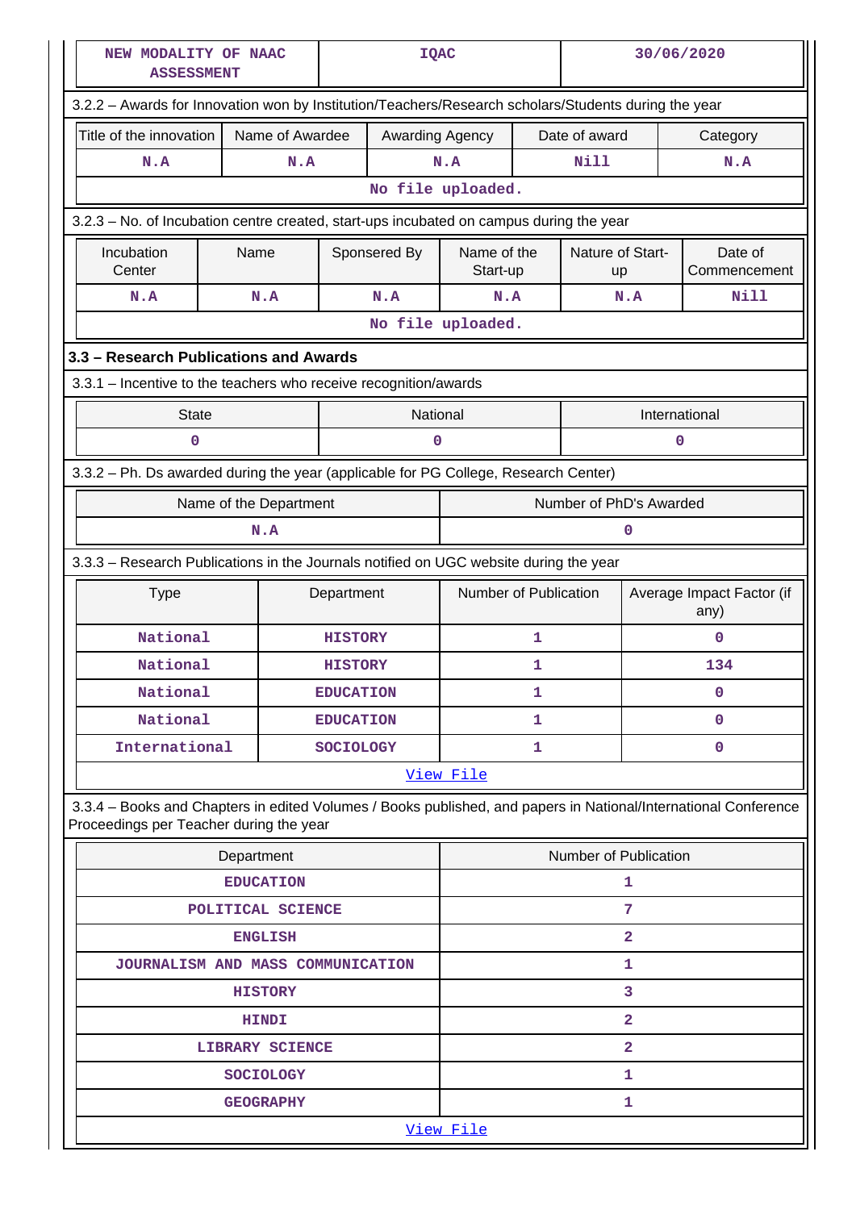| NEW MODALITY OF NAAC ASSESSMENT | IQAC | 30/06/2020 |
|---|---|---|

3.2.2 – Awards for Innovation won by Institution/Teachers/Research scholars/Students during the year

| Title of the innovation | Name of Awardee | Awarding Agency | Date of award | Category |
|---|---|---|---|---|
| N.A | N.A | N.A | Nill | N.A |

No file uploaded.

3.2.3 – No. of Incubation centre created, start-ups incubated on campus during the year

| Incubation Center | Name | Sponsered By | Name of the Start-up | Nature of Start-up | Date of Commencement |
|---|---|---|---|---|---|
| N.A | N.A | N.A | N.A | N.A | Nill |

No file uploaded.

### 3.3 – Research Publications and Awards

3.3.1 – Incentive to the teachers who receive recognition/awards

| State | National | International |
|---|---|---|
| 0 | 0 | 0 |

3.3.2 – Ph. Ds awarded during the year (applicable for PG College, Research Center)

| Name of the Department | Number of PhD's Awarded |
|---|---|
| N.A | 0 |

3.3.3 – Research Publications in the Journals notified on UGC website during the year

| Type | Department | Number of Publication | Average Impact Factor (if any) |
|---|---|---|---|
| National | HISTORY | 1 | 0 |
| National | HISTORY | 1 | 134 |
| National | EDUCATION | 1 | 0 |
| National | EDUCATION | 1 | 0 |
| International | SOCIOLOGY | 1 | 0 |

View File

3.3.4 – Books and Chapters in edited Volumes / Books published, and papers in National/International Conference Proceedings per Teacher during the year

| Department | Number of Publication |
|---|---|
| EDUCATION | 1 |
| POLITICAL SCIENCE | 7 |
| ENGLISH | 2 |
| JOURNALISM AND MASS COMMUNICATION | 1 |
| HISTORY | 3 |
| HINDI | 2 |
| LIBRARY SCIENCE | 2 |
| SOCIOLOGY | 1 |
| GEOGRAPHY | 1 |

View File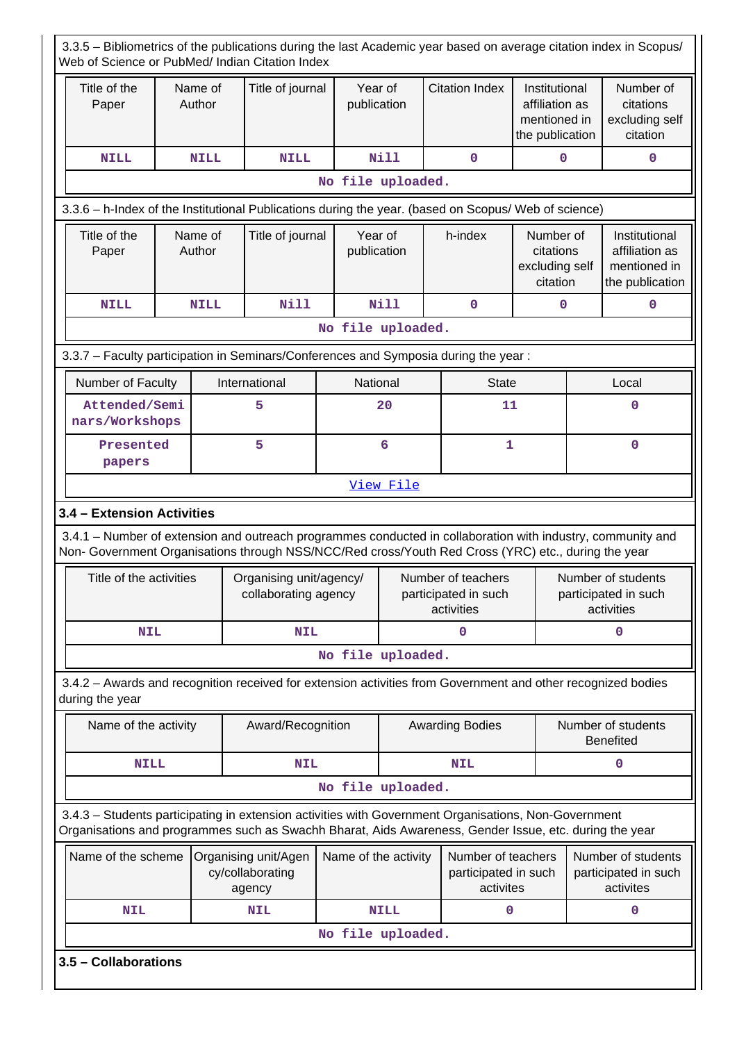3.3.5 – Bibliometrics of the publications during the last Academic year based on average citation index in Scopus/ Web of Science or PubMed/ Indian Citation Index

| Title of the Paper | Name of Author | Title of journal | Year of publication | Citation Index | Institutional affiliation as mentioned in the publication | Number of citations excluding self citation |
|---|---|---|---|---|---|---|
| NILL | NILL | NILL | Nill | 0 | 0 | 0 |
| No file uploaded. | | | | | | |

3.3.6 – h-Index of the Institutional Publications during the year. (based on Scopus/ Web of science)

| Title of the Paper | Name of Author | Title of journal | Year of publication | h-index | Number of citations excluding self citation | Institutional affiliation as mentioned in the publication |
|---|---|---|---|---|---|---|
| NILL | NILL | Nill | Nill | 0 | 0 | 0 |
| No file uploaded. | | | | | | |

3.3.7 – Faculty participation in Seminars/Conferences and Symposia during the year :

| Number of Faculty | International | National | State | Local |
|---|---|---|---|---|
| Attended/Seminars/Workshops | 5 | 20 | 11 | 0 |
| Presented papers | 5 | 6 | 1 | 0 |
| View File | | | | |

**3.4 – Extension Activities**

3.4.1 – Number of extension and outreach programmes conducted in collaboration with industry, community and Non- Government Organisations through NSS/NCC/Red cross/Youth Red Cross (YRC) etc., during the year

| Title of the activities | Organising unit/agency/ collaborating agency | Number of teachers participated in such activities | Number of students participated in such activities |
|---|---|---|---|
| NIL | NIL | 0 | 0 |
| No file uploaded. | | | |

3.4.2 – Awards and recognition received for extension activities from Government and other recognized bodies during the year

| Name of the activity | Award/Recognition | Awarding Bodies | Number of students Benefited |
|---|---|---|---|
| NILL | NIL | NIL | 0 |
| No file uploaded. | | | |

3.4.3 – Students participating in extension activities with Government Organisations, Non-Government Organisations and programmes such as Swachh Bharat, Aids Awareness, Gender Issue, etc. during the year

| Name of the scheme | Organising unit/Agency/collaborating agency | Name of the activity | Number of teachers participated in such activites | Number of students participated in such activites |
|---|---|---|---|---|
| NIL | NIL | NILL | 0 | 0 |
| No file uploaded. | | | | |

**3.5 – Collaborations**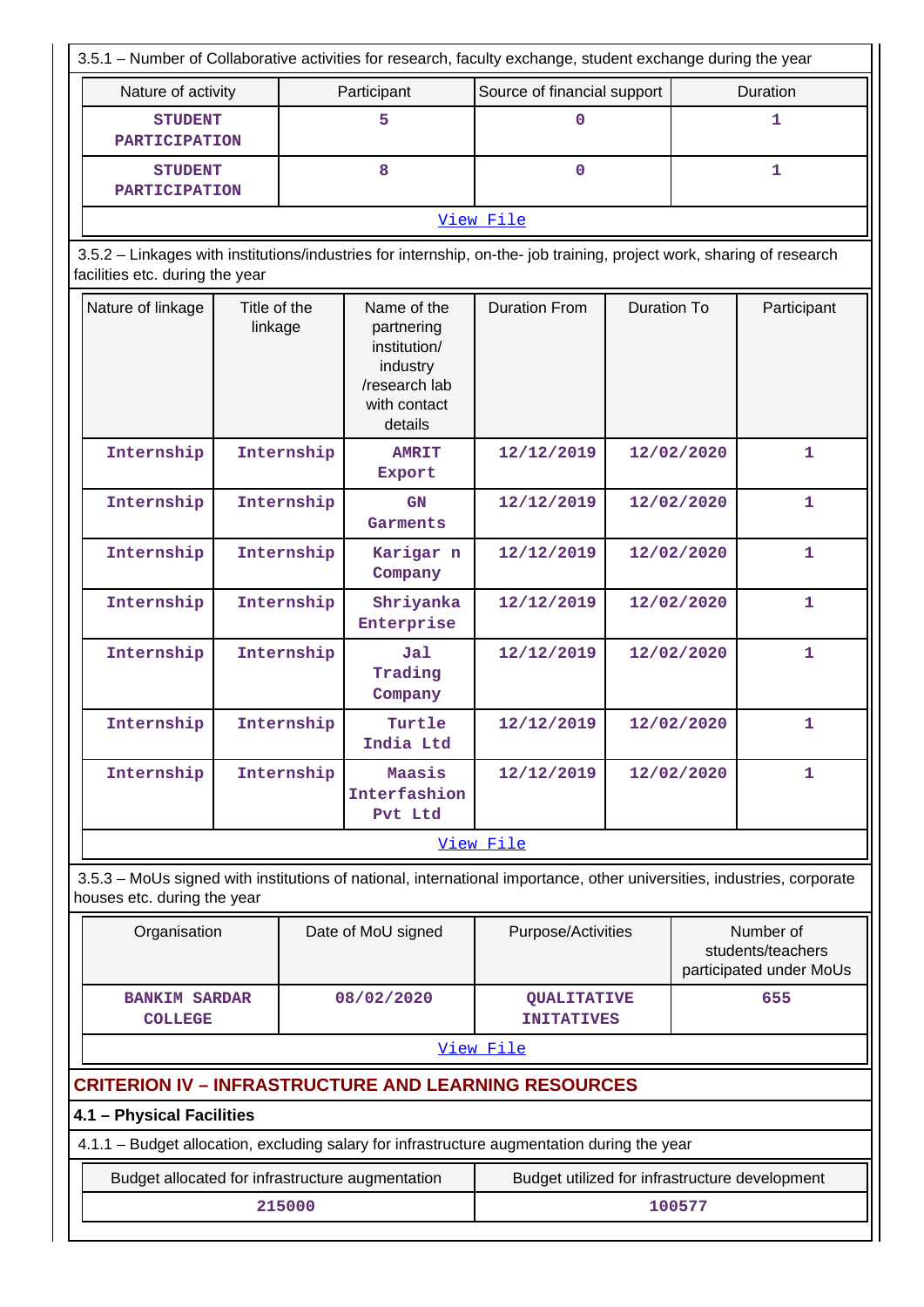3.5.1 – Number of Collaborative activities for research, faculty exchange, student exchange during the year

| Nature of activity | Participant | Source of financial support | Duration |
|---|---|---|---|
| STUDENT PARTICIPATION | 5 | 0 | 1 |
| STUDENT PARTICIPATION | 8 | 0 | 1 |

View File

3.5.2 – Linkages with institutions/industries for internship, on-the- job training, project work, sharing of research facilities etc. during the year

| Nature of linkage | Title of the linkage | Name of the partnering institution/ industry /research lab with contact details | Duration From | Duration To | Participant |
|---|---|---|---|---|---|
| Internship | Internship | AMRIT Export | 12/12/2019 | 12/02/2020 | 1 |
| Internship | Internship | GN Garments | 12/12/2019 | 12/02/2020 | 1 |
| Internship | Internship | Karigar n Company | 12/12/2019 | 12/02/2020 | 1 |
| Internship | Internship | Shriyanka Enterprise | 12/12/2019 | 12/02/2020 | 1 |
| Internship | Internship | Jal Trading Company | 12/12/2019 | 12/02/2020 | 1 |
| Internship | Internship | Turtle India Ltd | 12/12/2019 | 12/02/2020 | 1 |
| Internship | Internship | Maasis Interfashion Pvt Ltd | 12/12/2019 | 12/02/2020 | 1 |

View File

3.5.3 – MoUs signed with institutions of national, international importance, other universities, industries, corporate houses etc. during the year

| Organisation | Date of MoU signed | Purpose/Activities | Number of students/teachers participated under MoUs |
|---|---|---|---|
| BANKIM SARDAR COLLEGE | 08/02/2020 | QUALITATIVE INITATIVES | 655 |

View File

## CRITERION IV – INFRASTRUCTURE AND LEARNING RESOURCES

### 4.1 – Physical Facilities

4.1.1 – Budget allocation, excluding salary for infrastructure augmentation during the year

| Budget allocated for infrastructure augmentation | Budget utilized for infrastructure development |
|---|---|
| 215000 | 100577 |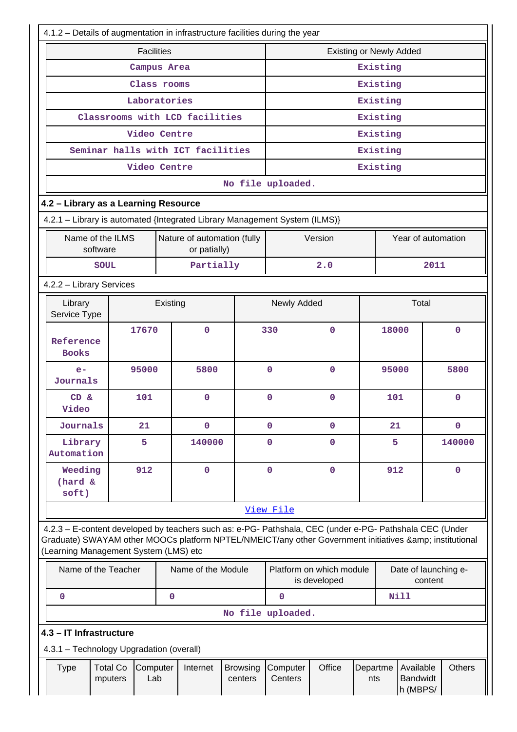4.1.2 – Details of augmentation in infrastructure facilities during the year

| Facilities | Existing or Newly Added |
|---|---|
| Campus Area | Existing |
| Class rooms | Existing |
| Laboratories | Existing |
| Classrooms with LCD facilities | Existing |
| Video Centre | Existing |
| Seminar halls with ICT facilities | Existing |
| Video Centre | Existing |
| No file uploaded. | |

## 4.2 – Library as a Learning Resource

4.2.1 – Library is automated {Integrated Library Management System (ILMS)}

| Name of the ILMS software | Nature of automation (fully or patially) | Version | Year of automation |
|---|---|---|---|
| SOUL | Partially | 2.0 | 2011 |

4.2.2 – Library Services

| Library Service Type | Existing | | Newly Added | | Total | |
|---|---|---|---|---|---|---|
| Reference Books | 17670 | 0 | 330 | 0 | 18000 | 0 |
| e-Journals | 95000 | 5800 | 0 | 0 | 95000 | 5800 |
| CD & Video | 101 | 0 | 0 | 0 | 101 | 0 |
| Journals | 21 | 0 | 0 | 0 | 21 | 0 |
| Library Automation | 5 | 140000 | 0 | 0 | 5 | 140000 |
| Weeding (hard & soft) | 912 | 0 | 0 | 0 | 912 | 0 |
| View File | | | | | | |

4.2.3 – E-content developed by teachers such as: e-PG- Pathshala, CEC (under e-PG- Pathshala CEC (Under Graduate) SWAYAM other MOOCs platform NPTEL/NMEICT/any other Government initiatives &amp; institutional (Learning Management System (LMS) etc

| Name of the Teacher | Name of the Module | Platform on which module is developed | Date of launching e-content |
|---|---|---|---|
| 0 | 0 | 0 | Nill |
| No file uploaded. | | | |

## 4.3 – IT Infrastructure

4.3.1 – Technology Upgradation (overall)

| Type | Total Computers | Computer Lab | Internet | Browsing centers | Computer Centers | Office | Departments | Available Bandwidth (MBPS/ | Others |
|---|---|---|---|---|---|---|---|---|---|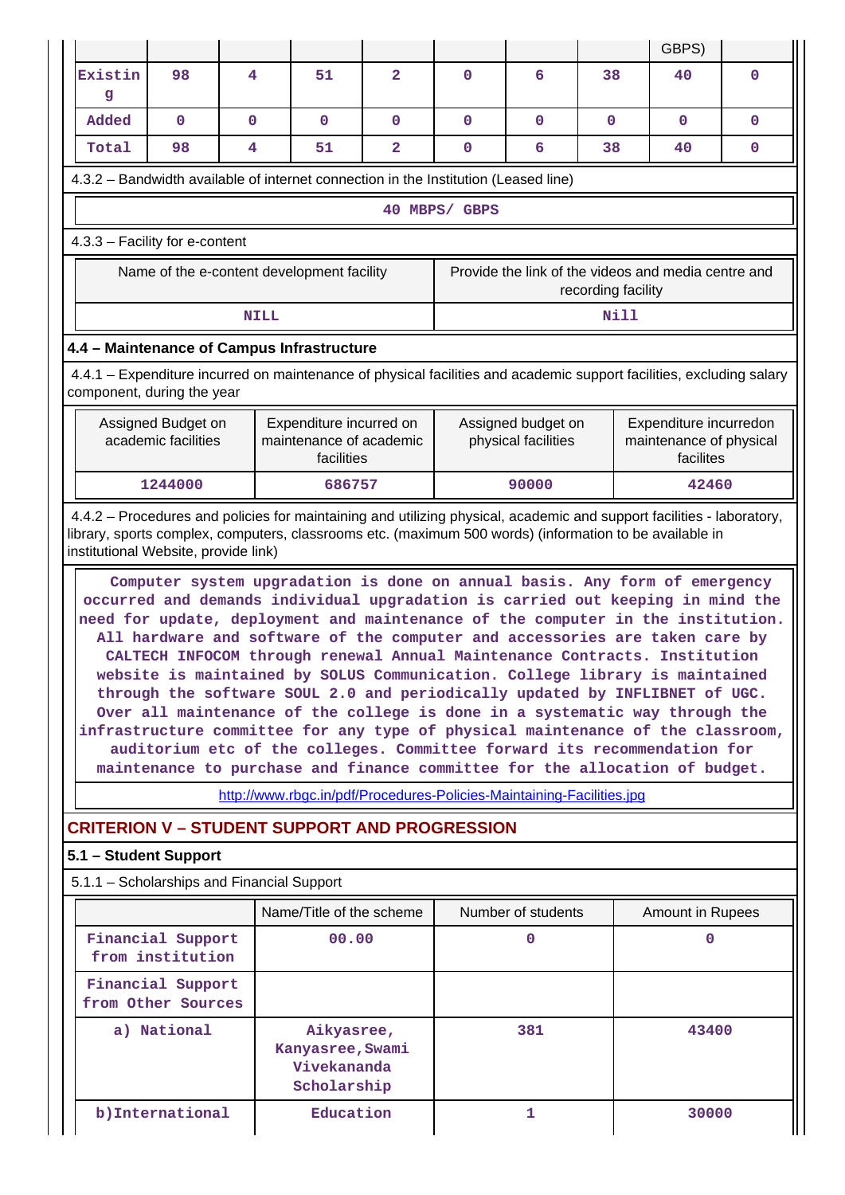| | | | | | | | | GBPS) | |
|---|---|---|---|---|---|---|---|---|---|
| Existing | 98 | 4 | 51 | 2 | 0 | 6 | 38 | 40 | 0 |
| Added | 0 | 0 | 0 | 0 | 0 | 0 | 0 | 0 | 0 |
| Total | 98 | 4 | 51 | 2 | 0 | 6 | 38 | 40 | 0 |

4.3.2 – Bandwidth available of internet connection in the Institution (Leased line)

40 MBPS/ GBPS

4.3.3 – Facility for e-content

| Name of the e-content development facility | Provide the link of the videos and media centre and recording facility |
|---|---|
| NILL | Nill |

### 4.4 – Maintenance of Campus Infrastructure

4.4.1 – Expenditure incurred on maintenance of physical facilities and academic support facilities, excluding salary component, during the year

| Assigned Budget on academic facilities | Expenditure incurred on maintenance of academic facilities | Assigned budget on physical facilities | Expenditure incurredon maintenance of physical facilites |
|---|---|---|---|
| 1244000 | 686757 | 90000 | 42460 |

4.4.2 – Procedures and policies for maintaining and utilizing physical, academic and support facilities - laboratory, library, sports complex, computers, classrooms etc. (maximum 500 words) (information to be available in institutional Website, provide link)

Computer system upgradation is done on annual basis. Any form of emergency occurred and demands individual upgradation is carried out keeping in mind the need for update, deployment and maintenance of the computer in the institution. All hardware and software of the computer and accessories are taken care by CALTECH INFOCOM through renewal Annual Maintenance Contracts. Institution website is maintained by SOLUS Communication. College library is maintained through the software SOUL 2.0 and periodically updated by INFLIBNET of UGC. Over all maintenance of the college is done in a systematic way through the infrastructure committee for any type of physical maintenance of the classroom, auditorium etc of the colleges. Committee forward its recommendation for maintenance to purchase and finance committee for the allocation of budget.

http://www.rbgc.in/pdf/Procedures-Policies-Maintaining-Facilities.jpg

## CRITERION V – STUDENT SUPPORT AND PROGRESSION

### 5.1 – Student Support

5.1.1 – Scholarships and Financial Support

| | Name/Title of the scheme | Number of students | Amount in Rupees |
|---|---|---|---|
| Financial Support from institution | 00.00 | 0 | 0 |
| Financial Support from Other Sources | | | |
| a) National | Aikyasree, Kanyasree, Swami Vivekananda Scholarship | 381 | 43400 |
| b)International | Education | 1 | 30000 |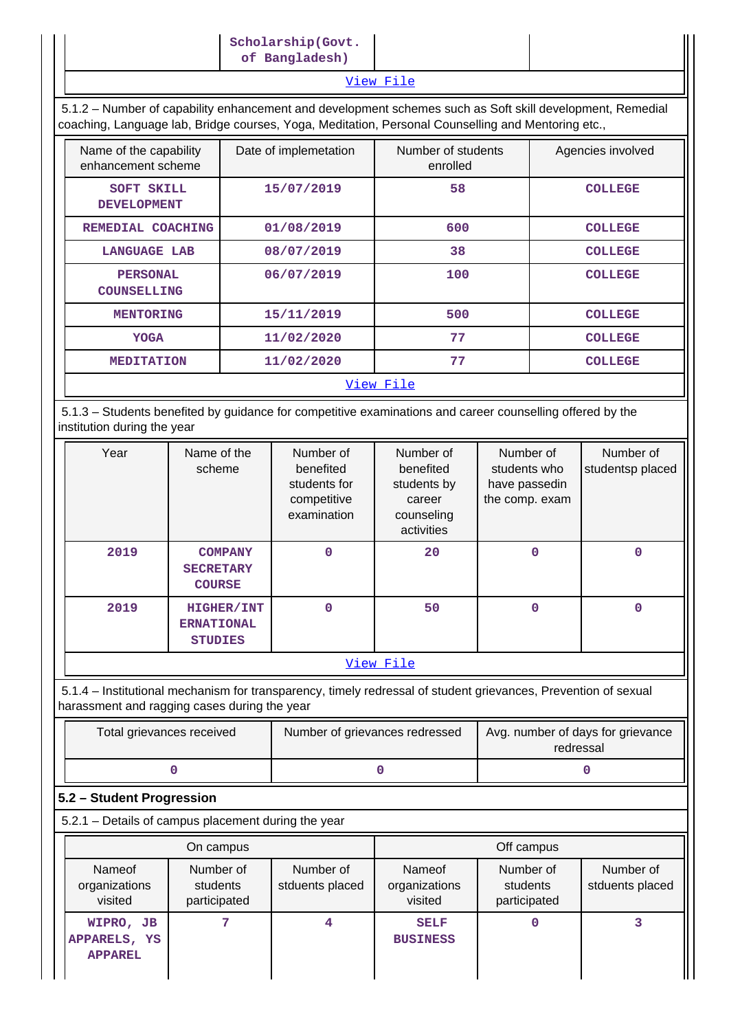| | Scholarship(Govt. of Bangladesh) | | |
|---|---|---|---|

View File

5.1.2 – Number of capability enhancement and development schemes such as Soft skill development, Remedial coaching, Language lab, Bridge courses, Yoga, Meditation, Personal Counselling and Mentoring etc.,

| Name of the capability enhancement scheme | Date of implemetation | Number of students enrolled | Agencies involved |
|---|---|---|---|
| SOFT SKILL DEVELOPMENT | 15/07/2019 | 58 | COLLEGE |
| REMEDIAL COACHING | 01/08/2019 | 600 | COLLEGE |
| LANGUAGE LAB | 08/07/2019 | 38 | COLLEGE |
| PERSONAL COUNSELLING | 06/07/2019 | 100 | COLLEGE |
| MENTORING | 15/11/2019 | 500 | COLLEGE |
| YOGA | 11/02/2020 | 77 | COLLEGE |
| MEDITATION | 11/02/2020 | 77 | COLLEGE |

View File

5.1.3 – Students benefited by guidance for competitive examinations and career counselling offered by the institution during the year

| Year | Name of the scheme | Number of benefited students for competitive examination | Number of benefited students by career counseling activities | Number of students who have passedin the comp. exam | Number of studentsp placed |
|---|---|---|---|---|---|
| 2019 | COMPANY SECRETARY COURSE | 0 | 20 | 0 | 0 |
| 2019 | HIGHER/INTERNATIONAL STUDIES | 0 | 50 | 0 | 0 |

View File

5.1.4 – Institutional mechanism for transparency, timely redressal of student grievances, Prevention of sexual harassment and ragging cases during the year

| Total grievances received | Number of grievances redressed | Avg. number of days for grievance redressal |
|---|---|---|
| 0 | 0 | 0 |

## 5.2 – Student Progression

5.2.1 – Details of campus placement during the year

| On campus | | | Off campus | | |
|---|---|---|---|---|---|
| Nameof organizations visited | Number of students participated | Number of stduents placed | Nameof organizations visited | Number of students participated | Number of stduents placed |
| WIPRO, JB APPARELS, YS APPAREL | 7 | 4 | SELF BUSINESS | 0 | 3 |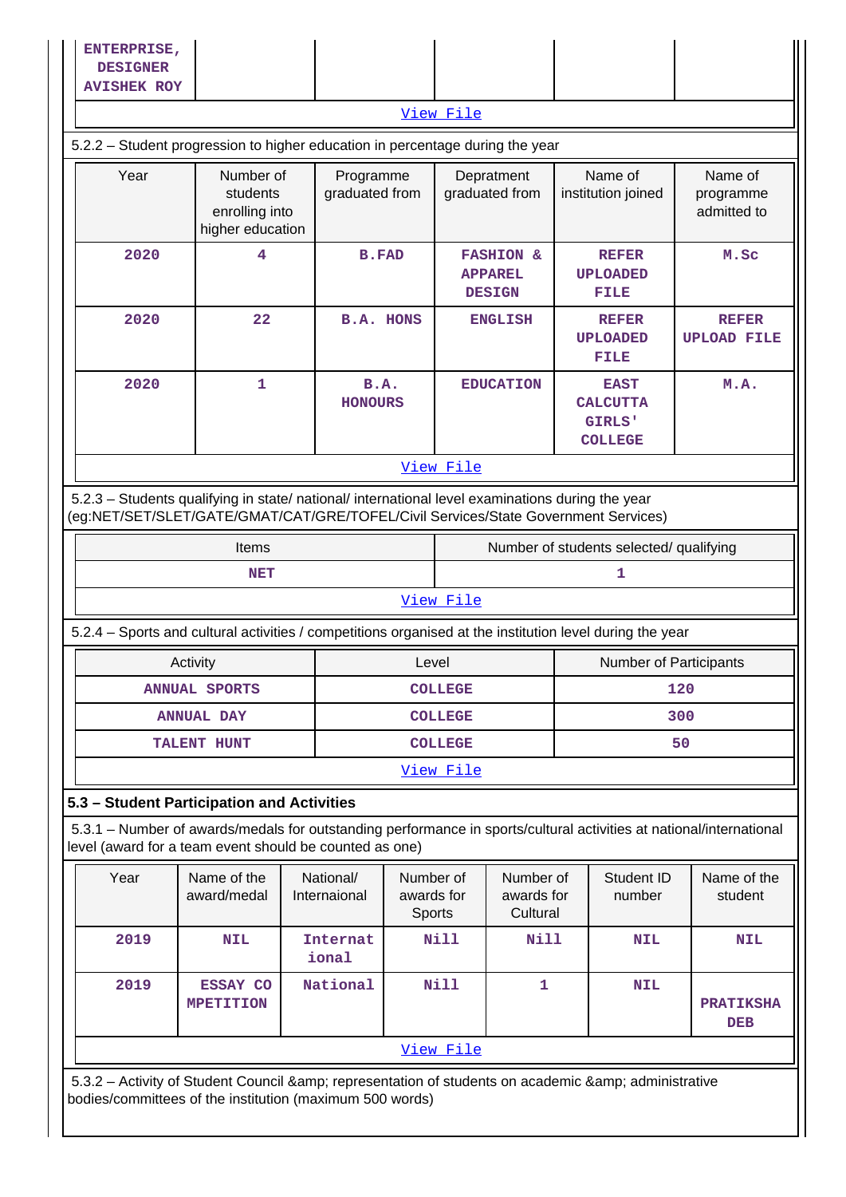| ENTERPRISE, DESIGNER AVISHEK ROY | | | | | |
|---|---|---|---|---|---|

View File

5.2.2 – Student progression to higher education in percentage during the year

| Year | Number of students enrolling into higher education | Programme graduated from | Depratment graduated from | Name of institution joined | Name of programme admitted to |
|---|---|---|---|---|---|
| 2020 | 4 | B.FAD | FASHION & APPAREL DESIGN | REFER UPLOADED FILE | M.Sc |
| 2020 | 22 | B.A. HONS | ENGLISH | REFER UPLOADED FILE | REFER UPLOAD FILE |
| 2020 | 1 | B.A. HONOURS | EDUCATION | EAST CALCUTTA GIRLS' COLLEGE | M.A. |

View File

5.2.3 – Students qualifying in state/ national/ international level examinations during the year (eg:NET/SET/SLET/GATE/GMAT/CAT/GRE/TOFEL/Civil Services/State Government Services)

| Items | Number of students selected/ qualifying |
|---|---|
| NET | 1 |

View File

5.2.4 – Sports and cultural activities / competitions organised at the institution level during the year

| Activity | Level | Number of Participants |
|---|---|---|
| ANNUAL SPORTS | COLLEGE | 120 |
| ANNUAL DAY | COLLEGE | 300 |
| TALENT HUNT | COLLEGE | 50 |

View File

### 5.3 – Student Participation and Activities

5.3.1 – Number of awards/medals for outstanding performance in sports/cultural activities at national/international level (award for a team event should be counted as one)

| Year | Name of the award/medal | National/ Internaional | Number of awards for Sports | Number of awards for Cultural | Student ID number | Name of the student |
|---|---|---|---|---|---|---|
| 2019 | NIL | Internat ional | Nill | Nill | NIL | NIL |
| 2019 | ESSAY CO MPETITION | National | Nill | 1 | NIL | PRATIKSHA DEB |

View File

5.3.2 – Activity of Student Council &amp; representation of students on academic &amp; administrative bodies/committees of the institution (maximum 500 words)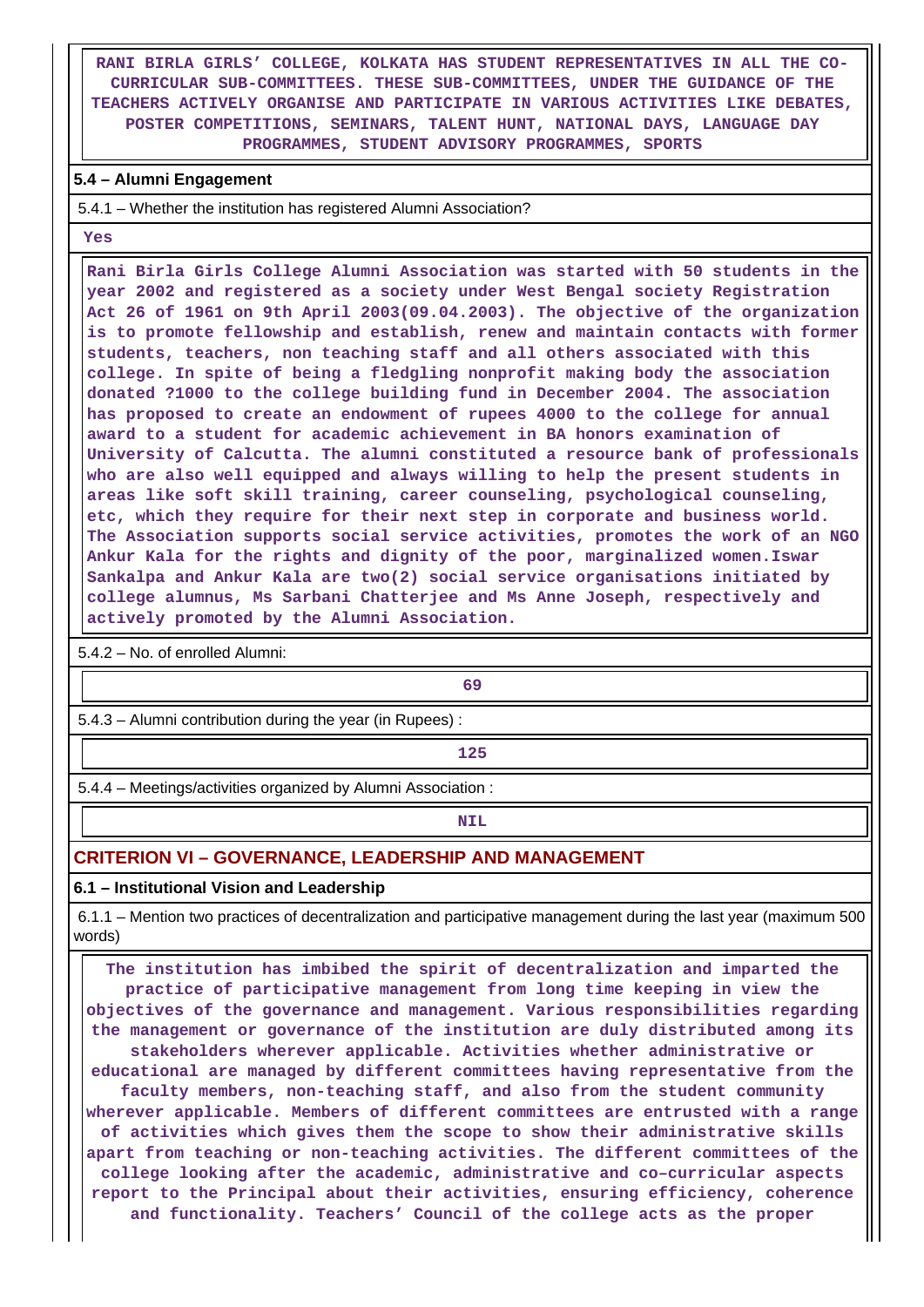RANI BIRLA GIRLS' COLLEGE, KOLKATA HAS STUDENT REPRESENTATIVES IN ALL THE CO-CURRICULAR SUB-COMMITTEES. THESE SUB-COMMITTEES, UNDER THE GUIDANCE OF THE TEACHERS ACTIVELY ORGANISE AND PARTICIPATE IN VARIOUS ACTIVITIES LIKE DEBATES, POSTER COMPETITIONS, SEMINARS, TALENT HUNT, NATIONAL DAYS, LANGUAGE DAY PROGRAMMES, STUDENT ADVISORY PROGRAMMES, SPORTS

**5.4 – Alumni Engagement**

5.4.1 – Whether the institution has registered Alumni Association?

Yes

Rani Birla Girls College Alumni Association was started with 50 students in the year 2002 and registered as a society under West Bengal society Registration Act 26 of 1961 on 9th April 2003(09.04.2003). The objective of the organization is to promote fellowship and establish, renew and maintain contacts with former students, teachers, non teaching staff and all others associated with this college. In spite of being a fledgling nonprofit making body the association donated ?1000 to the college building fund in December 2004. The association has proposed to create an endowment of rupees 4000 to the college for annual award to a student for academic achievement in BA honors examination of University of Calcutta. The alumni constituted a resource bank of professionals who are also well equipped and always willing to help the present students in areas like soft skill training, career counseling, psychological counseling, etc, which they require for their next step in corporate and business world. The Association supports social service activities, promotes the work of an NGO Ankur Kala for the rights and dignity of the poor, marginalized women.Iswar Sankalpa and Ankur Kala are two(2) social service organisations initiated by college alumnus, Ms Sarbani Chatterjee and Ms Anne Joseph, respectively and actively promoted by the Alumni Association.

5.4.2 – No. of enrolled Alumni:

69

5.4.3 – Alumni contribution during the year (in Rupees) :

125

5.4.4 – Meetings/activities organized by Alumni Association :

NIL

## CRITERION VI – GOVERNANCE, LEADERSHIP AND MANAGEMENT

**6.1 – Institutional Vision and Leadership**

6.1.1 – Mention two practices of decentralization and participative management during the last year (maximum 500 words)

The institution has imbibed the spirit of decentralization and imparted the practice of participative management from long time keeping in view the objectives of the governance and management. Various responsibilities regarding the management or governance of the institution are duly distributed among its stakeholders wherever applicable. Activities whether administrative or educational are managed by different committees having representative from the faculty members, non-teaching staff, and also from the student community wherever applicable. Members of different committees are entrusted with a range of activities which gives them the scope to show their administrative skills apart from teaching or non-teaching activities. The different committees of the college looking after the academic, administrative and co–curricular aspects report to the Principal about their activities, ensuring efficiency, coherence and functionality. Teachers' Council of the college acts as the proper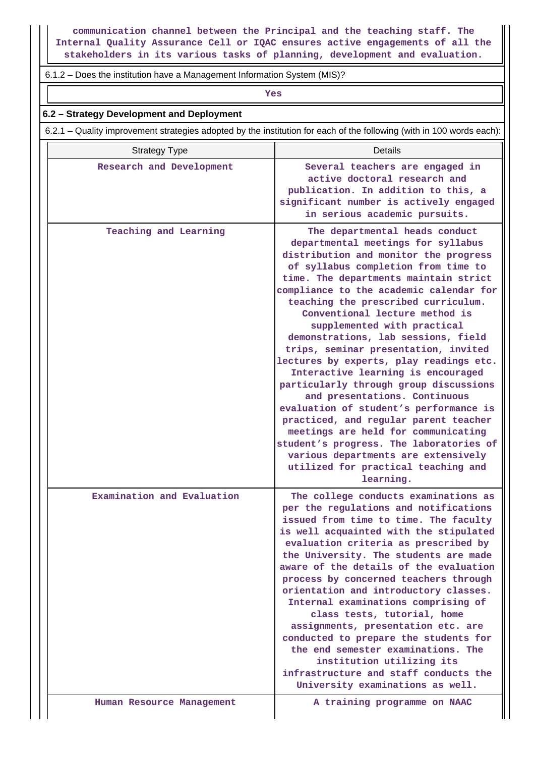communication channel between the Principal and the teaching staff. The Internal Quality Assurance Cell or IQAC ensures active engagements of all the stakeholders in its various tasks of planning, development and evaluation.

6.1.2 – Does the institution have a Management Information System (MIS)?

Yes

## 6.2 – Strategy Development and Deployment

6.2.1 – Quality improvement strategies adopted by the institution for each of the following (with in 100 words each):

| Strategy Type | Details |
|---|---|
| Research and Development | Several teachers are engaged in active doctoral research and publication. In addition to this, a significant number is actively engaged in serious academic pursuits. |
| Teaching and Learning | The departmental heads conduct departmental meetings for syllabus distribution and monitor the progress of syllabus completion from time to time. The departments maintain strict compliance to the academic calendar for teaching the prescribed curriculum. Conventional lecture method is supplemented with practical demonstrations, lab sessions, field trips, seminar presentation, invited lectures by experts, play readings etc. Interactive learning is encouraged particularly through group discussions and presentations. Continuous evaluation of student's performance is practiced, and regular parent teacher meetings are held for communicating student's progress. The laboratories of various departments are extensively utilized for practical teaching and learning. |
| Examination and Evaluation | The college conducts examinations as per the regulations and notifications issued from time to time. The faculty is well acquainted with the stipulated evaluation criteria as prescribed by the University. The students are made aware of the details of the evaluation process by concerned teachers through orientation and introductory classes. Internal examinations comprising of class tests, tutorial, home assignments, presentation etc. are conducted to prepare the students for the end semester examinations. The institution utilizing its infrastructure and staff conducts the University examinations as well. |
| Human Resource Management | A training programme on NAAC |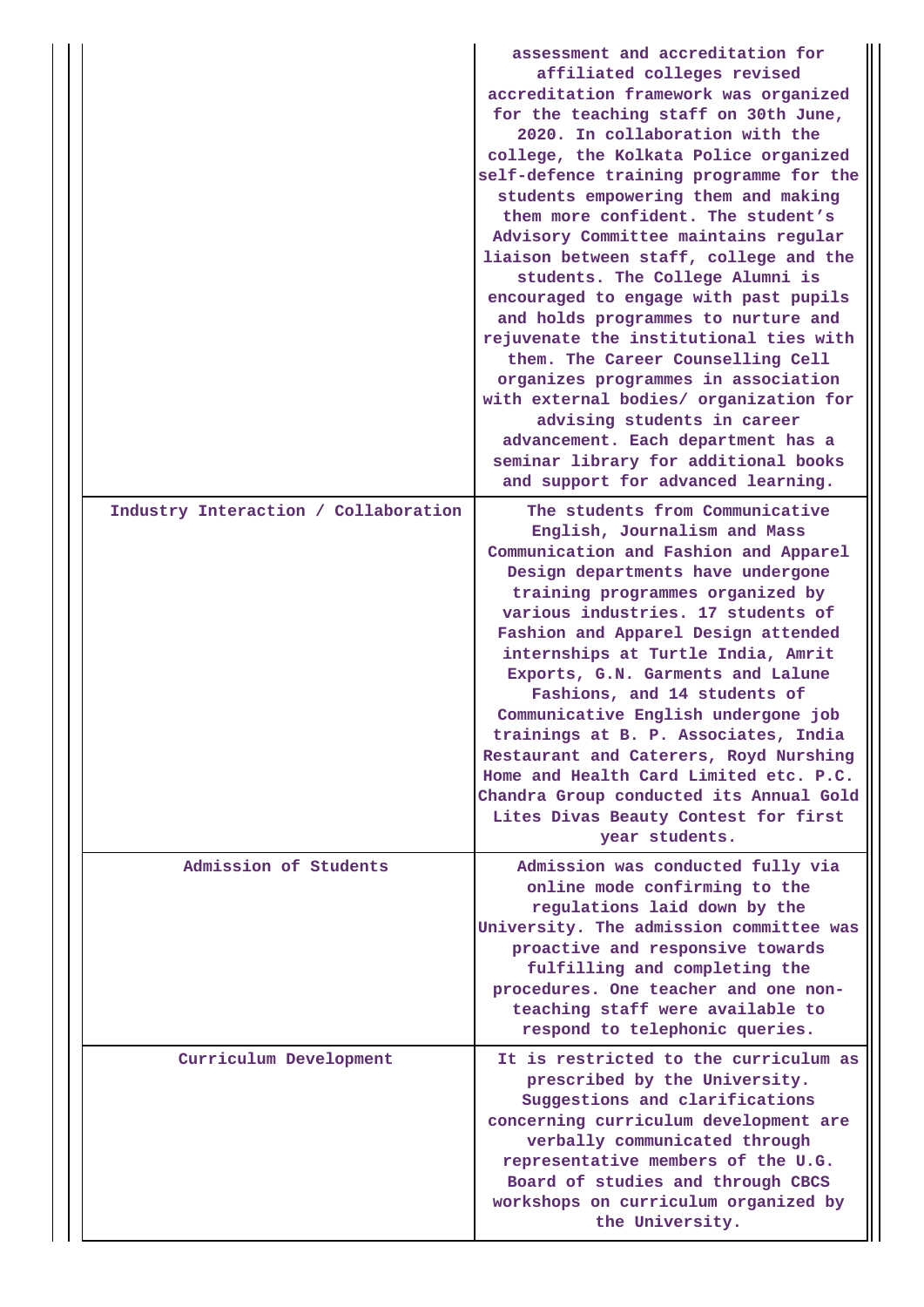| | |
|---|---|
| | assessment and accreditation for affiliated colleges revised accreditation framework was organized for the teaching staff on 30th June, 2020. In collaboration with the college, the Kolkata Police organized self-defence training programme for the students empowering them and making them more confident. The student's Advisory Committee maintains regular liaison between staff, college and the students. The College Alumni is encouraged to engage with past pupils and holds programmes to nurture and rejuvenate the institutional ties with them. The Career Counselling Cell organizes programmes in association with external bodies/ organization for advising students in career advancement. Each department has a seminar library for additional books and support for advanced learning. |
| Industry Interaction / Collaboration | The students from Communicative English, Journalism and Mass Communication and Fashion and Apparel Design departments have undergone training programmes organized by various industries. 17 students of Fashion and Apparel Design attended internships at Turtle India, Amrit Exports, G.N. Garments and Lalune Fashions, and 14 students of Communicative English undergone job trainings at B. P. Associates, India Restaurant and Caterers, Royd Nurshing Home and Health Card Limited etc. P.C. Chandra Group conducted its Annual Gold Lites Divas Beauty Contest for first year students. |
| Admission of Students | Admission was conducted fully via online mode confirming to the regulations laid down by the University. The admission committee was proactive and responsive towards fulfilling and completing the procedures. One teacher and one non-teaching staff were available to respond to telephonic queries. |
| Curriculum Development | It is restricted to the curriculum as prescribed by the University. Suggestions and clarifications concerning curriculum development are verbally communicated through representative members of the U.G. Board of studies and through CBCS workshops on curriculum organized by the University. |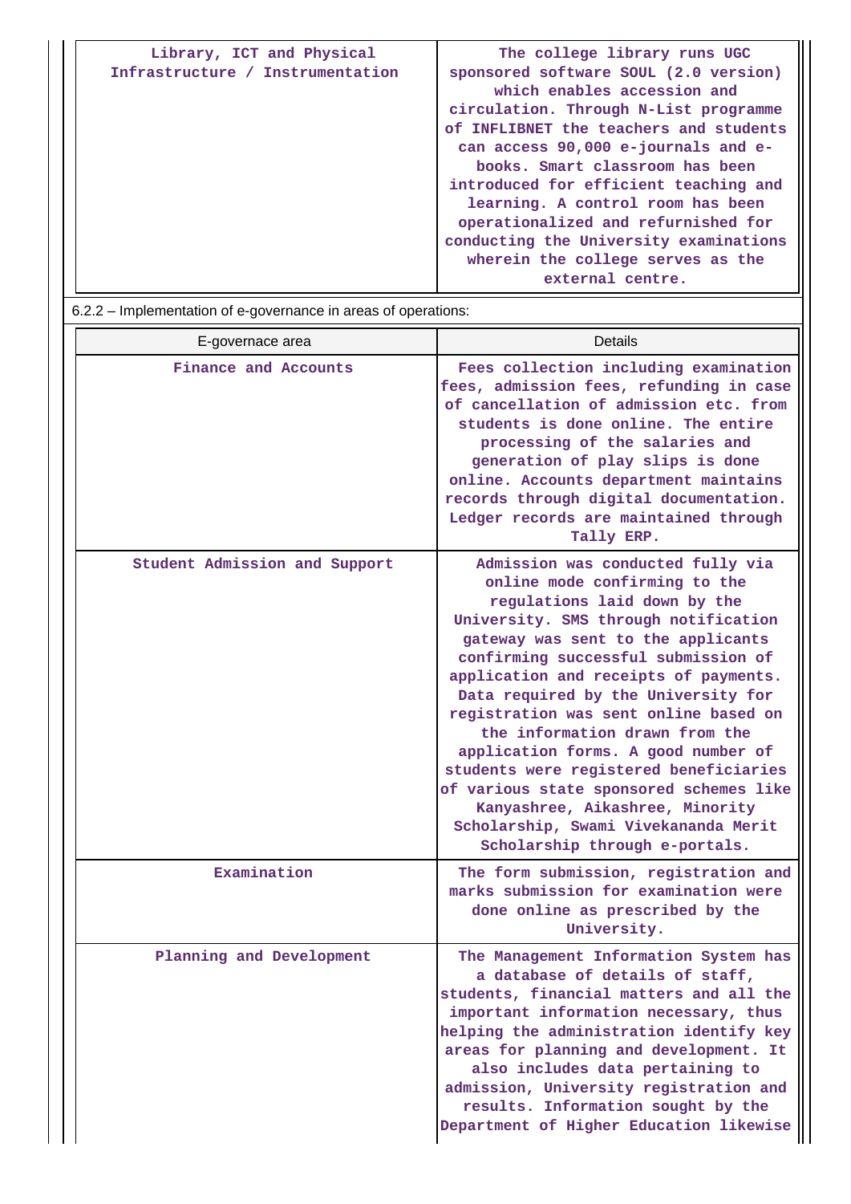| | |
|---|---|
| Library, ICT and Physical Infrastructure / Instrumentation | The college library runs UGC sponsored software SOUL (2.0 version) which enables accession and circulation. Through N-List programme of INFLIBNET the teachers and students can access 90,000 e-journals and e-books. Smart classroom has been introduced for efficient teaching and learning. A control room has been operationalized and refurnished for conducting the University examinations wherein the college serves as the external centre. |

6.2.2 – Implementation of e-governance in areas of operations:

| E-governace area | Details |
|---|---|
| Finance and Accounts | Fees collection including examination fees, admission fees, refunding in case of cancellation of admission etc. from students is done online. The entire processing of the salaries and generation of play slips is done online. Accounts department maintains records through digital documentation. Ledger records are maintained through Tally ERP. |
| Student Admission and Support | Admission was conducted fully via online mode confirming to the regulations laid down by the University. SMS through notification gateway was sent to the applicants confirming successful submission of application and receipts of payments. Data required by the University for registration was sent online based on the information drawn from the application forms. A good number of students were registered beneficiaries of various state sponsored schemes like Kanyashree, Aikashree, Minority Scholarship, Swami Vivekananda Merit Scholarship through e-portals. |
| Examination | The form submission, registration and marks submission for examination were done online as prescribed by the University. |
| Planning and Development | The Management Information System has a database of details of staff, students, financial matters and all the important information necessary, thus helping the administration identify key areas for planning and development. It also includes data pertaining to admission, University registration and results. Information sought by the Department of Higher Education likewise |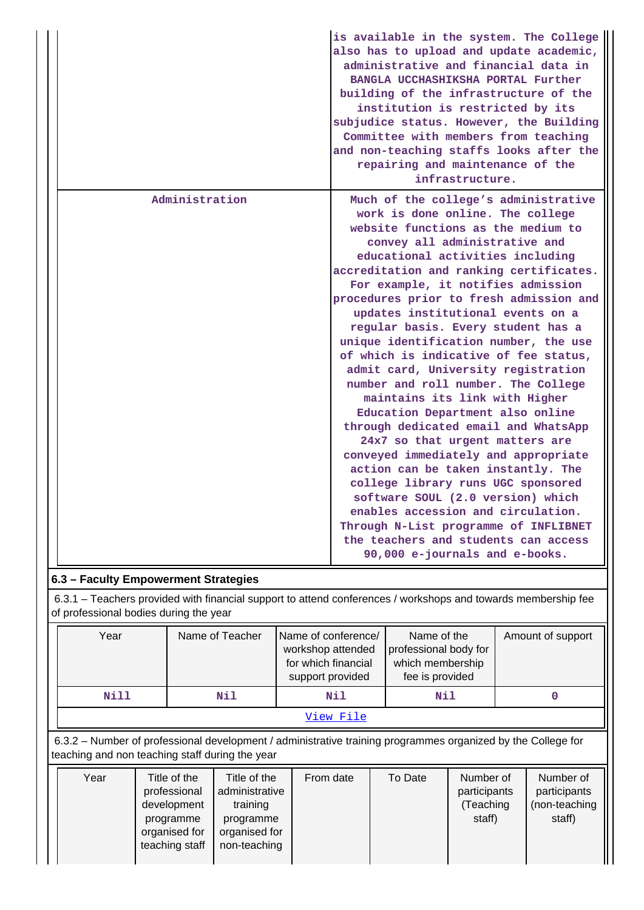| | |
|---|---|
| | is available in the system. The College also has to upload and update academic, administrative and financial data in BANGLA UCCHASHIKSHA PORTAL Further building of the infrastructure of the institution is restricted by its subjudice status. However, the Building Committee with members from teaching and non-teaching staffs looks after the repairing and maintenance of the infrastructure. |
| Administration | Much of the college's administrative work is done online. The college website functions as the medium to convey all administrative and educational activities including accreditation and ranking certificates. For example, it notifies admission procedures prior to fresh admission and updates institutional events on a regular basis. Every student has a unique identification number, the use of which is indicative of fee status, admit card, University registration number and roll number. The College maintains its link with Higher Education Department also online through dedicated email and WhatsApp 24x7 so that urgent matters are conveyed immediately and appropriate action can be taken instantly. The college library runs UGC sponsored software SOUL (2.0 version) which enables accession and circulation. Through N-List programme of INFLIBNET the teachers and students can access 90,000 e-journals and e-books. |

**6.3 – Faculty Empowerment Strategies**

6.3.1 – Teachers provided with financial support to attend conferences / workshops and towards membership fee of professional bodies during the year

| Year | Name of Teacher | Name of conference/ workshop attended for which financial support provided | Name of the professional body for which membership fee is provided | Amount of support |
|---|---|---|---|---|
| Nill | Nil | Nil | Nil | 0 |

View File

6.3.2 – Number of professional development / administrative training programmes organized by the College for teaching and non teaching staff during the year

| Year | Title of the professional development programme organised for teaching staff | Title of the administrative training programme organised for non-teaching | From date | To Date | Number of participants (Teaching staff) | Number of participants (non-teaching staff) |
|---|---|---|---|---|---|---|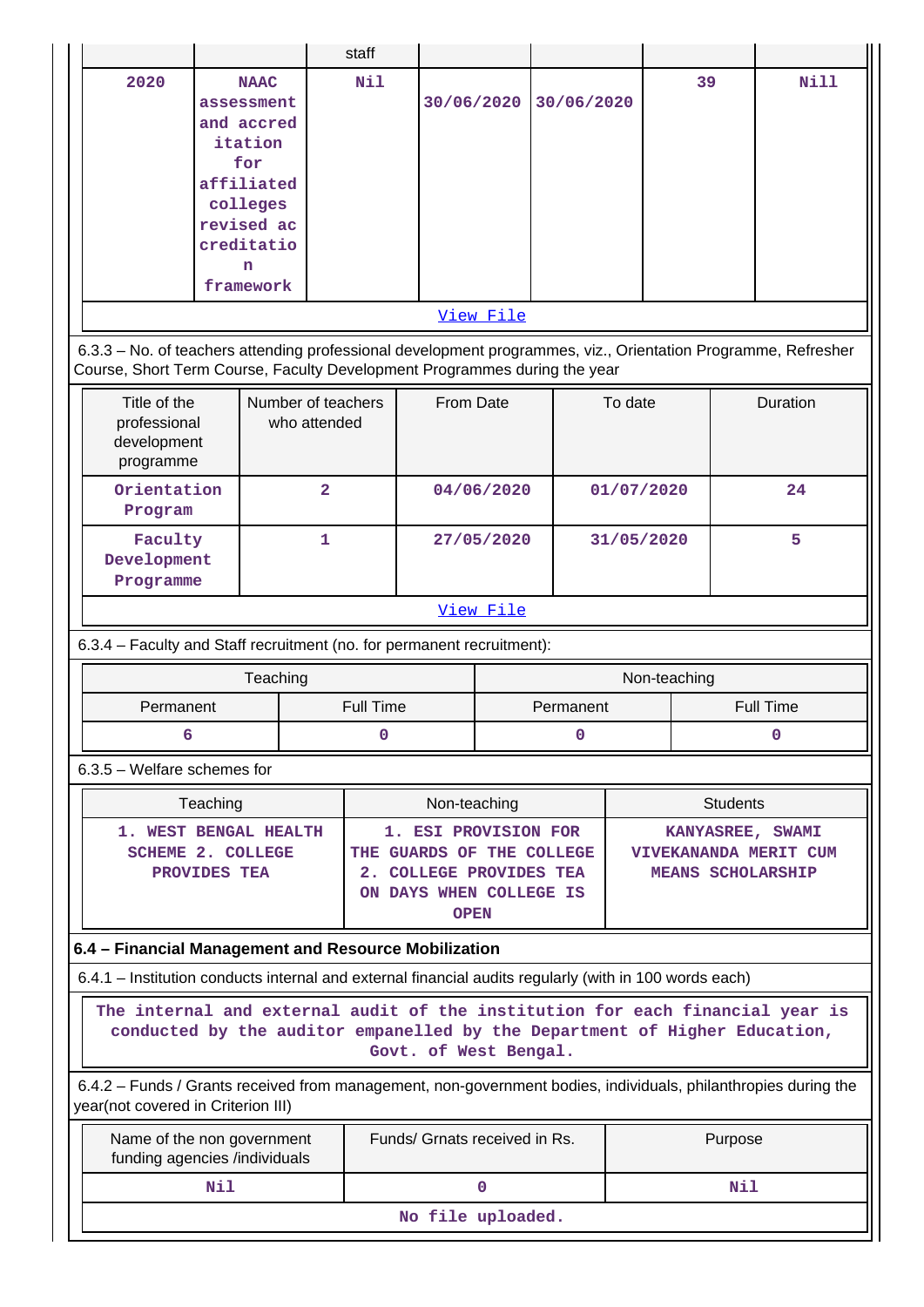| | | staff | | | | |
|---|---|---|---|---|---|---|
| 2020 | NAAC assessment and accreditation for affiliated colleges revised accreditation framework | Nil | 30/06/2020 | 30/06/2020 | 39 | Nill |
| View File | | | | | | |

6.3.3 – No. of teachers attending professional development programmes, viz., Orientation Programme, Refresher Course, Short Term Course, Faculty Development Programmes during the year

| Title of the professional development programme | Number of teachers who attended | From Date | To date | Duration |
|---|---|---|---|---|
| Orientation Program | 2 | 04/06/2020 | 01/07/2020 | 24 |
| Faculty Development Programme | 1 | 27/05/2020 | 31/05/2020 | 5 |
| View File | | | | |

6.3.4 – Faculty and Staff recruitment (no. for permanent recruitment):

| Teaching | | Non-teaching | |
|---|---|---|---|
| Permanent | Full Time | Permanent | Full Time |
| 6 | 0 | 0 | 0 |

6.3.5 – Welfare schemes for

| Teaching | Non-teaching | Students |
|---|---|---|
| 1. WEST BENGAL HEALTH SCHEME 2. COLLEGE PROVIDES TEA | 1. ESI PROVISION FOR THE GUARDS OF THE COLLEGE 2. COLLEGE PROVIDES TEA ON DAYS WHEN COLLEGE IS OPEN | KANYASREE, SWAMI VIVEKANANDA MERIT CUM MEANS SCHOLARSHIP |

**6.4 – Financial Management and Resource Mobilization**

6.4.1 – Institution conducts internal and external financial audits regularly (with in 100 words each)

The internal and external audit of the institution for each financial year is conducted by the auditor empanelled by the Department of Higher Education, Govt. of West Bengal.

6.4.2 – Funds / Grants received from management, non-government bodies, individuals, philanthropies during the year(not covered in Criterion III)

| Name of the non government funding agencies /individuals | Funds/ Grnats received in Rs. | Purpose |
|---|---|---|
| Nil | 0 | Nil |
| No file uploaded. | | |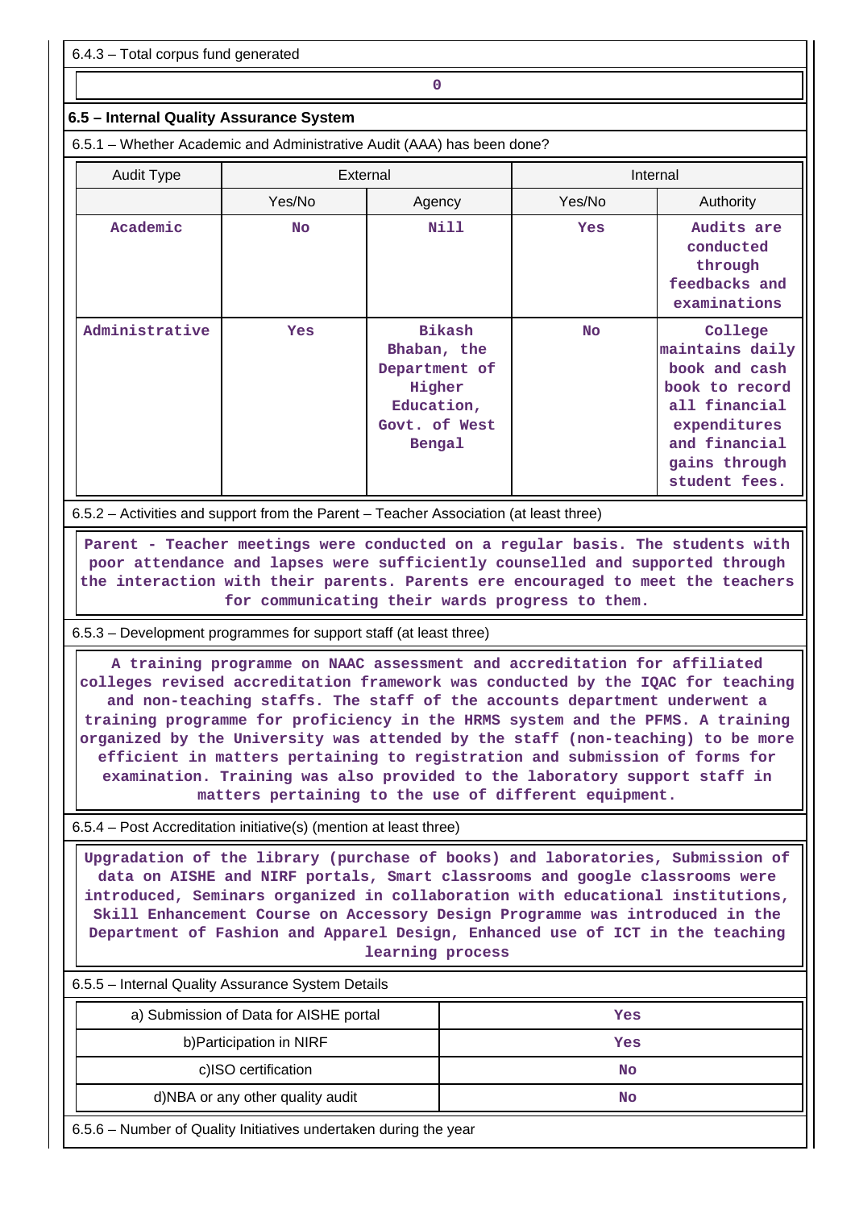6.4.3 – Total corpus fund generated

| 0 |
|---|

### 6.5 – Internal Quality Assurance System

6.5.1 – Whether Academic and Administrative Audit (AAA) has been done?

| Audit Type | External | | Internal | |
|---|---|---|---|---|
| | Yes/No | Agency | Yes/No | Authority |
| Academic | No | Nill | Yes | Audits are conducted through feedbacks and examinations |
| Administrative | Yes | Bikash Bhaban, the Department of Higher Education, Govt. of West Bengal | No | College maintains daily book and cash book to record all financial expenditures and financial gains through student fees. |

6.5.2 – Activities and support from the Parent – Teacher Association (at least three)

Parent - Teacher meetings were conducted on a regular basis. The students with poor attendance and lapses were sufficiently counselled and supported through the interaction with their parents. Parents ere encouraged to meet the teachers for communicating their wards progress to them.

6.5.3 – Development programmes for support staff (at least three)

A training programme on NAAC assessment and accreditation for affiliated colleges revised accreditation framework was conducted by the IQAC for teaching and non-teaching staffs. The staff of the accounts department underwent a training programme for proficiency in the HRMS system and the PFMS. A training organized by the University was attended by the staff (non-teaching) to be more efficient in matters pertaining to registration and submission of forms for examination. Training was also provided to the laboratory support staff in matters pertaining to the use of different equipment.

6.5.4 – Post Accreditation initiative(s) (mention at least three)

Upgradation of the library (purchase of books) and laboratories, Submission of data on AISHE and NIRF portals, Smart classrooms and google classrooms were introduced, Seminars organized in collaboration with educational institutions, Skill Enhancement Course on Accessory Design Programme was introduced in the Department of Fashion and Apparel Design, Enhanced use of ICT in the teaching learning process

6.5.5 – Internal Quality Assurance System Details

| | |
|---|---|
| a) Submission of Data for AISHE portal | Yes |
| b)Participation in NIRF | Yes |
| c)ISO certification | No |
| d)NBA or any other quality audit | No |

6.5.6 – Number of Quality Initiatives undertaken during the year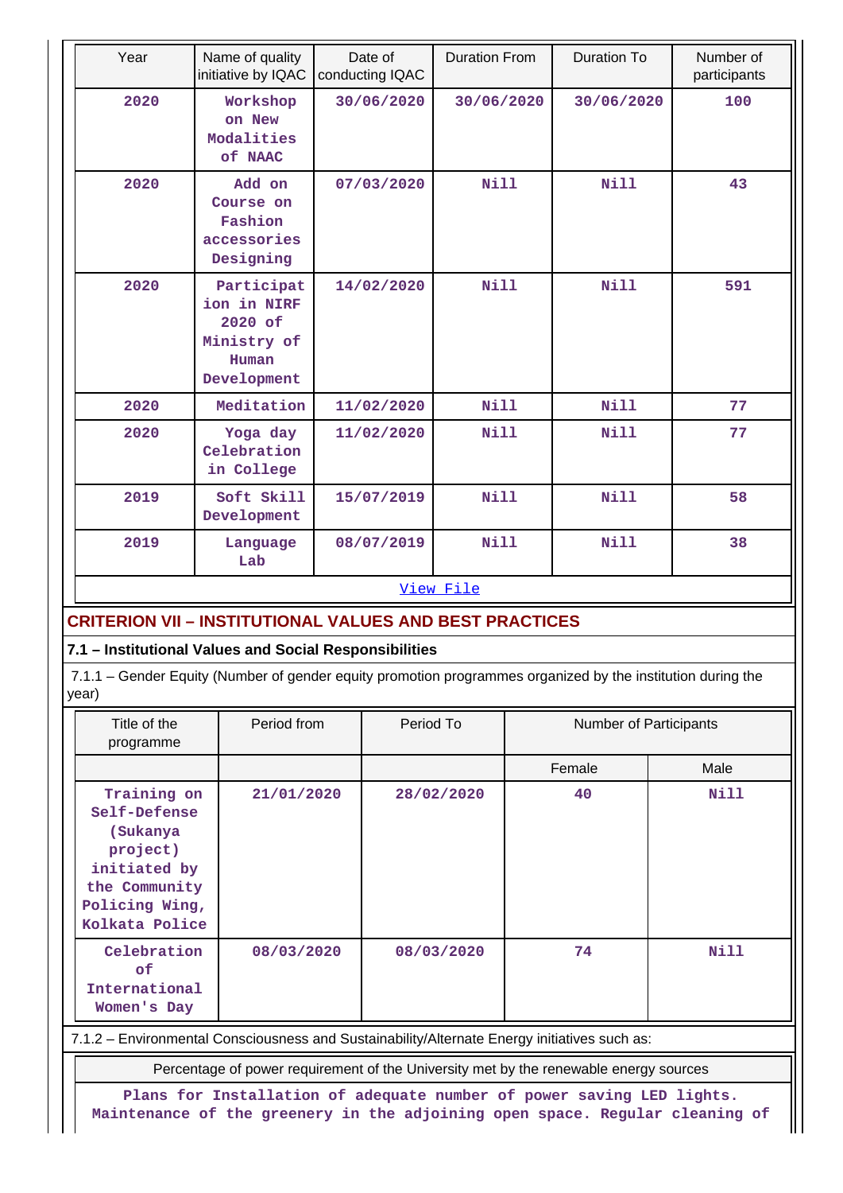| Year | Name of quality initiative by IQAC | Date of conducting IQAC | Duration From | Duration To | Number of participants |
|---|---|---|---|---|---|
| 2020 | Workshop on New Modalities of NAAC | 30/06/2020 | 30/06/2020 | 30/06/2020 | 100 |
| 2020 | Add on Course on Fashion accessories Designing | 07/03/2020 | Nill | Nill | 43 |
| 2020 | Participation in NIRF 2020 of Ministry of Human Development | 14/02/2020 | Nill | Nill | 591 |
| 2020 | Meditation | 11/02/2020 | Nill | Nill | 77 |
| 2020 | Yoga day Celebration in College | 11/02/2020 | Nill | Nill | 77 |
| 2019 | Soft Skill Development | 15/07/2019 | Nill | Nill | 58 |
| 2019 | Language Lab | 08/07/2019 | Nill | Nill | 38 |

[View File]

## CRITERION VII – INSTITUTIONAL VALUES AND BEST PRACTICES

### 7.1 – Institutional Values and Social Responsibilities

7.1.1 – Gender Equity (Number of gender equity promotion programmes organized by the institution during the year)

| Title of the programme | Period from | Period To | Number of Participants | |
|---|---|---|---|---|
| | | | Female | Male |
| Training on Self-Defense (Sukanya project) initiated by the Community Policing Wing, Kolkata Police | 21/01/2020 | 28/02/2020 | 40 | Nill |
| Celebration of International Women's Day | 08/03/2020 | 08/03/2020 | 74 | Nill |

7.1.2 – Environmental Consciousness and Sustainability/Alternate Energy initiatives such as:

Percentage of power requirement of the University met by the renewable energy sources

Plans for Installation of adequate number of power saving LED lights. Maintenance of the greenery in the adjoining open space. Regular cleaning of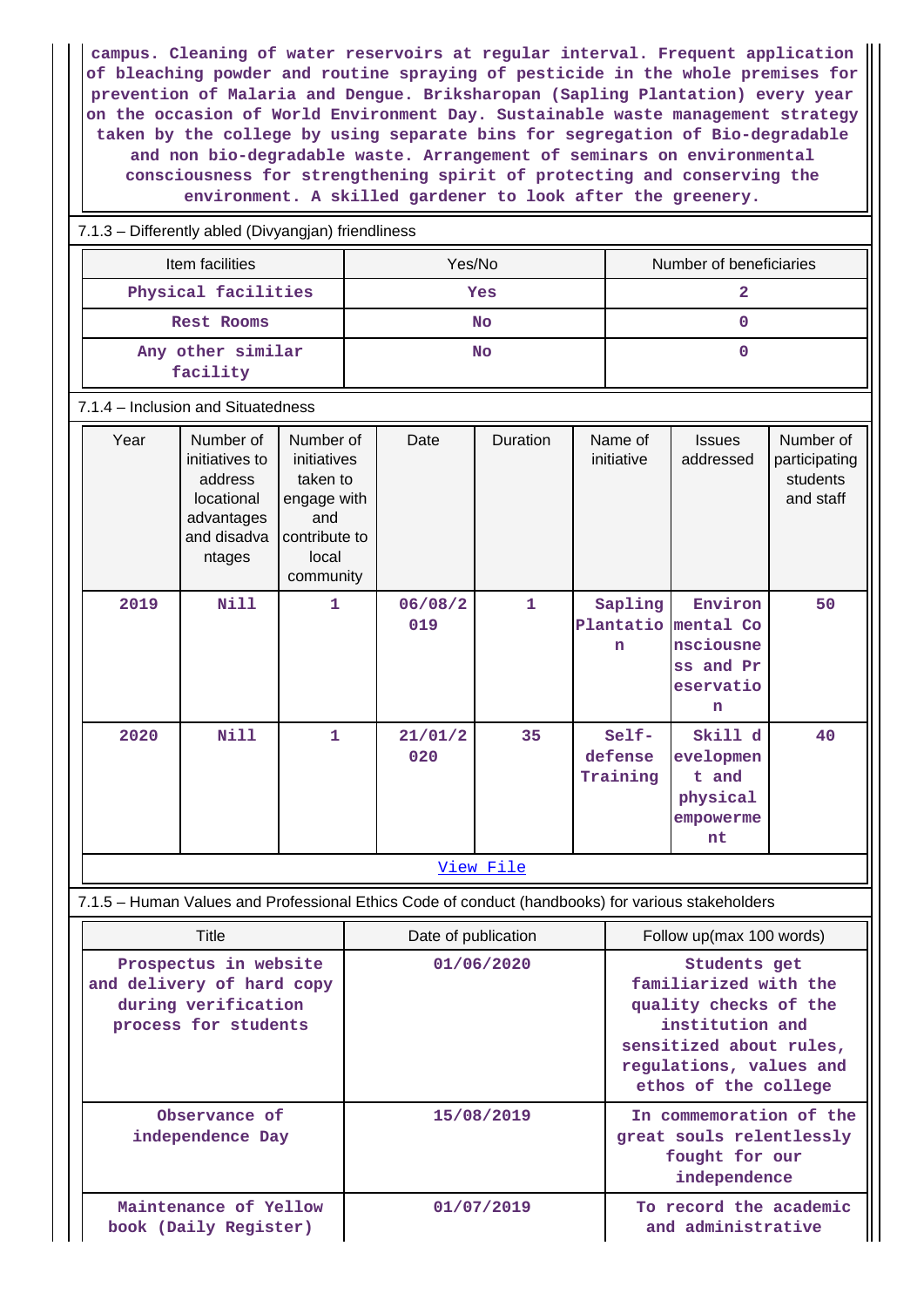campus. Cleaning of water reservoirs at regular interval. Frequent application of bleaching powder and routine spraying of pesticide in the whole premises for prevention of Malaria and Dengue. Briksharopan (Sapling Plantation) every year on the occasion of World Environment Day. Sustainable waste management strategy taken by the college by using separate bins for segregation of Bio-degradable and non bio-degradable waste. Arrangement of seminars on environmental consciousness for strengthening spirit of protecting and conserving the environment. A skilled gardener to look after the greenery.

7.1.3 – Differently abled (Divyangjan) friendliness

| Item facilities | Yes/No | Number of beneficiaries |
|---|---|---|
| Physical facilities | Yes | 2 |
| Rest Rooms | No | 0 |
| Any other similar facility | No | 0 |

7.1.4 – Inclusion and Situatedness

| Year | Number of initiatives to address locational advantages and disadvantages | Number of initiatives taken to engage with and contribute to local community | Date | Duration | Name of initiative | Issues addressed | Number of participating students and staff |
|---|---|---|---|---|---|---|---|
| 2019 | Nill | 1 | 06/08/2019 | 1 | Sapling Plantation | Environmental Consciousness and Preservation | 50 |
| 2020 | Nill | 1 | 21/01/2020 | 35 | Self-defense Training | Skill development and physical empowerment | 40 |

View File

7.1.5 – Human Values and Professional Ethics Code of conduct (handbooks) for various stakeholders

| Title | Date of publication | Follow up(max 100 words) |
|---|---|---|
| Prospectus in website and delivery of hard copy during verification process for students | 01/06/2020 | Students get familiarized with the quality checks of the institution and sensitized about rules, regulations, values and ethos of the college |
| Observance of independence Day | 15/08/2019 | In commemoration of the great souls relentlessly fought for our independence |
| Maintenance of Yellow book (Daily Register) | 01/07/2019 | To record the academic and administrative |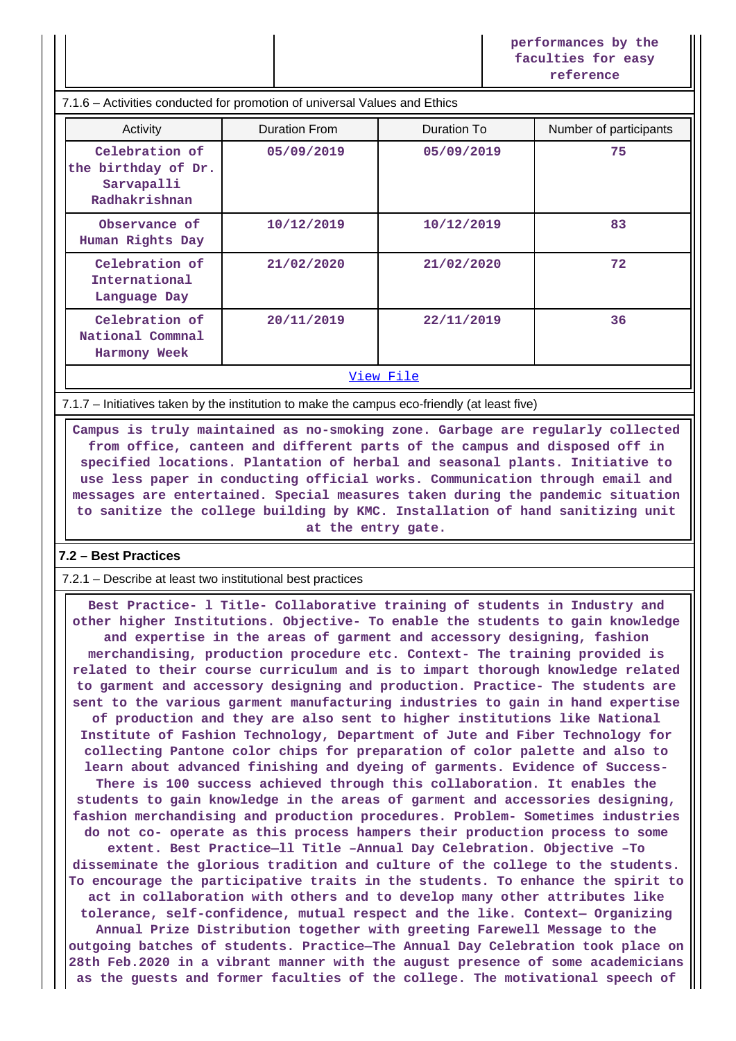| | | performances by the faculties for easy reference |
|---|---|---|

7.1.6 – Activities conducted for promotion of universal Values and Ethics

| Activity | Duration From | Duration To | Number of participants |
|---|---|---|---|
| Celebration of the birthday of Dr. Sarvapalli Radhakrishnan | 05/09/2019 | 05/09/2019 | 75 |
| Observance of Human Rights Day | 10/12/2019 | 10/12/2019 | 83 |
| Celebration of International Language Day | 21/02/2020 | 21/02/2020 | 72 |
| Celebration of National Commnal Harmony Week | 20/11/2019 | 22/11/2019 | 36 |

[View File]

7.1.7 – Initiatives taken by the institution to make the campus eco-friendly (at least five)

Campus is truly maintained as no-smoking zone. Garbage are regularly collected from office, canteen and different parts of the campus and disposed off in specified locations. Plantation of herbal and seasonal plants. Initiative to use less paper in conducting official works. Communication through email and messages are entertained. Special measures taken during the pandemic situation to sanitize the college building by KMC. Installation of hand sanitizing unit at the entry gate.

**7.2 – Best Practices**

7.2.1 – Describe at least two institutional best practices

Best Practice- l Title- Collaborative training of students in Industry and other higher Institutions. Objective- To enable the students to gain knowledge and expertise in the areas of garment and accessory designing, fashion merchandising, production procedure etc. Context- The training provided is related to their course curriculum and is to impart thorough knowledge related to garment and accessory designing and production. Practice- The students are sent to the various garment manufacturing industries to gain in hand expertise of production and they are also sent to higher institutions like National Institute of Fashion Technology, Department of Jute and Fiber Technology for collecting Pantone color chips for preparation of color palette and also to learn about advanced finishing and dyeing of garments. Evidence of Success- There is 100 success achieved through this collaboration. It enables the students to gain knowledge in the areas of garment and accessories designing, fashion merchandising and production procedures. Problem- Sometimes industries do not co- operate as this process hampers their production process to some extent. Best Practice–ll Title –Annual Day Celebration. Objective –To disseminate the glorious tradition and culture of the college to the students. To encourage the participative traits in the students. To enhance the spirit to act in collaboration with others and to develop many other attributes like tolerance, self-confidence, mutual respect and the like. Context– Organizing Annual Prize Distribution together with greeting Farewell Message to the outgoing batches of students. Practice–The Annual Day Celebration took place on 28th Feb.2020 in a vibrant manner with the august presence of some academicians as the guests and former faculties of the college. The motivational speech of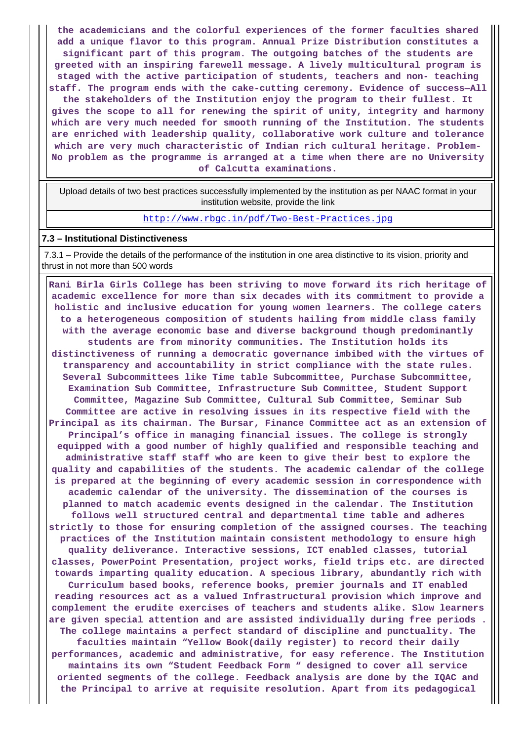the academicians and the colorful experiences of the former faculties shared add a unique flavor to this program. Annual Prize Distribution constitutes a significant part of this program. The outgoing batches of the students are greeted with an inspiring farewell message. A lively multicultural program is staged with the active participation of students, teachers and non- teaching staff. The program ends with the cake-cutting ceremony. Evidence of success—All the stakeholders of the Institution enjoy the program to their fullest. It gives the scope to all for renewing the spirit of unity, integrity and harmony which are very much needed for smooth running of the Institution. The students are enriched with leadership quality, collaborative work culture and tolerance which are very much characteristic of Indian rich cultural heritage. Problem- No problem as the programme is arranged at a time when there are no University of Calcutta examinations.

| Upload details of two best practices successfully implemented by the institution as per NAAC format in your institution website, provide the link |
|---|
| http://www.rbgc.in/pdf/Two-Best-Practices.jpg |

**7.3 – Institutional Distinctiveness**

7.3.1 – Provide the details of the performance of the institution in one area distinctive to its vision, priority and thrust in not more than 500 words

Rani Birla Girls College has been striving to move forward its rich heritage of academic excellence for more than six decades with its commitment to provide a holistic and inclusive education for young women learners. The college caters to a heterogeneous composition of students hailing from middle class family with the average economic base and diverse background though predominantly students are from minority communities. The Institution holds its distinctiveness of running a democratic governance imbibed with the virtues of transparency and accountability in strict compliance with the state rules. Several Subcommittees like Time table Subcommittee, Purchase Subcommittee, Examination Sub Committee, Infrastructure Sub Committee, Student Support Committee, Magazine Sub Committee, Cultural Sub Committee, Seminar Sub Committee are active in resolving issues in its respective field with the Principal as its chairman. The Bursar, Finance Committee act as an extension of Principal's office in managing financial issues. The college is strongly equipped with a good number of highly qualified and responsible teaching and administrative staff staff who are keen to give their best to explore the quality and capabilities of the students. The academic calendar of the college is prepared at the beginning of every academic session in correspondence with academic calendar of the university. The dissemination of the courses is planned to match academic events designed in the calendar. The Institution follows well structured central and departmental time table and adheres strictly to those for ensuring completion of the assigned courses. The teaching practices of the Institution maintain consistent methodology to ensure high quality deliverance. Interactive sessions, ICT enabled classes, tutorial classes, PowerPoint Presentation, project works, field trips etc. are directed towards imparting quality education. A specious library, abundantly rich with Curriculum based books, reference books, premier journals and IT enabled reading resources act as a valued Infrastructural provision which improve and complement the erudite exercises of teachers and students alike. Slow learners are given special attention and are assisted individually during free periods . The college maintains a perfect standard of discipline and punctuality. The faculties maintain "Yellow Book(daily register) to record their daily performances, academic and administrative, for easy reference. The Institution maintains its own "Student Feedback Form " designed to cover all service oriented segments of the college. Feedback analysis are done by the IQAC and the Principal to arrive at requisite resolution. Apart from its pedagogical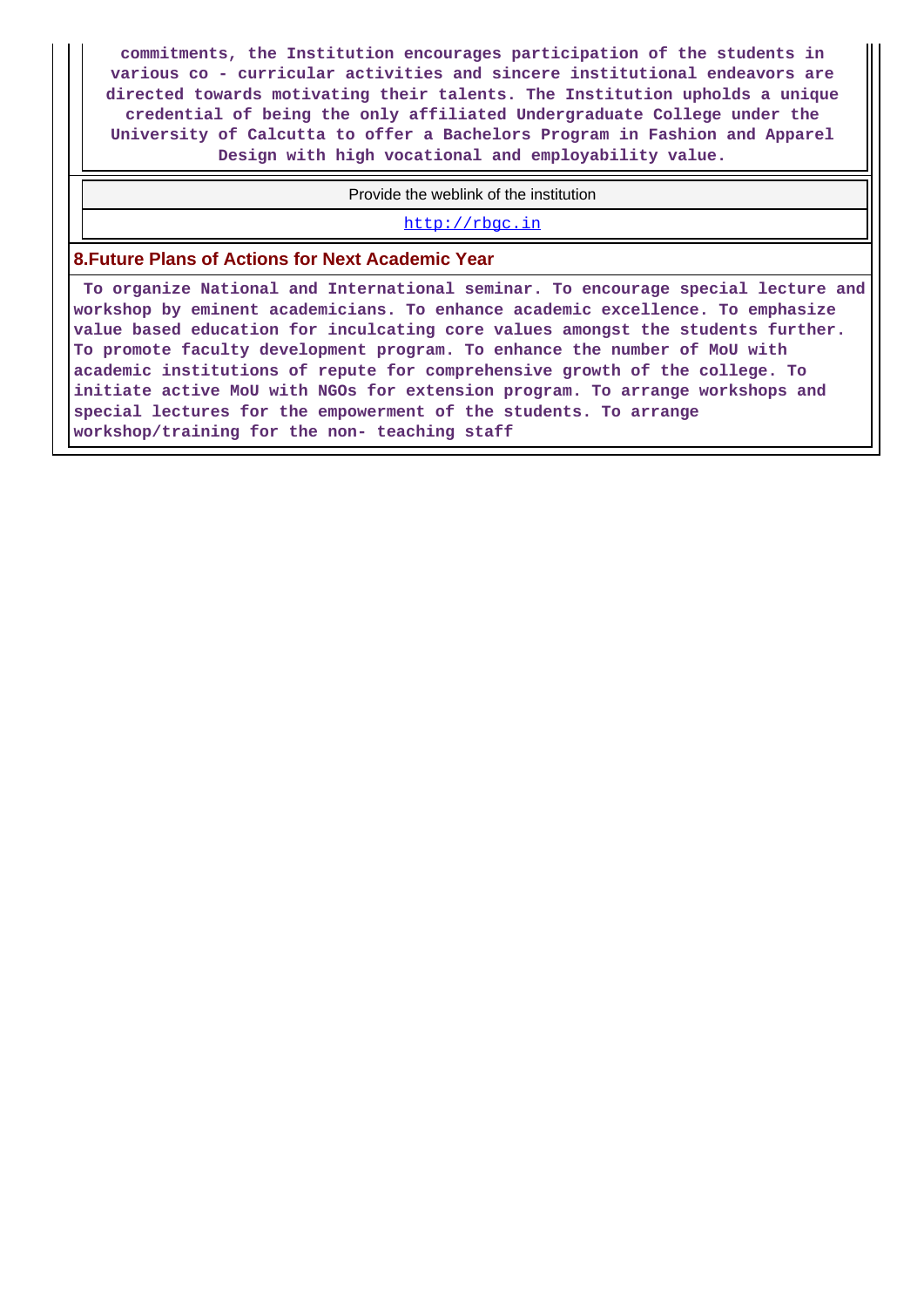commitments, the Institution encourages participation of the students in various co - curricular activities and sincere institutional endeavors are directed towards motivating their talents. The Institution upholds a unique credential of being the only affiliated Undergraduate College under the University of Calcutta to offer a Bachelors Program in Fashion and Apparel Design with high vocational and employability value.

| Provide the weblink of the institution |
| --- |
| http://rbgc.in |

## 8.Future Plans of Actions for Next Academic Year

To organize National and International seminar. To encourage special lecture and workshop by eminent academicians. To enhance academic excellence. To emphasize value based education for inculcating core values amongst the students further. To promote faculty development program. To enhance the number of MoU with academic institutions of repute for comprehensive growth of the college. To initiate active MoU with NGOs for extension program. To arrange workshops and special lectures for the empowerment of the students. To arrange workshop/training for the non- teaching staff